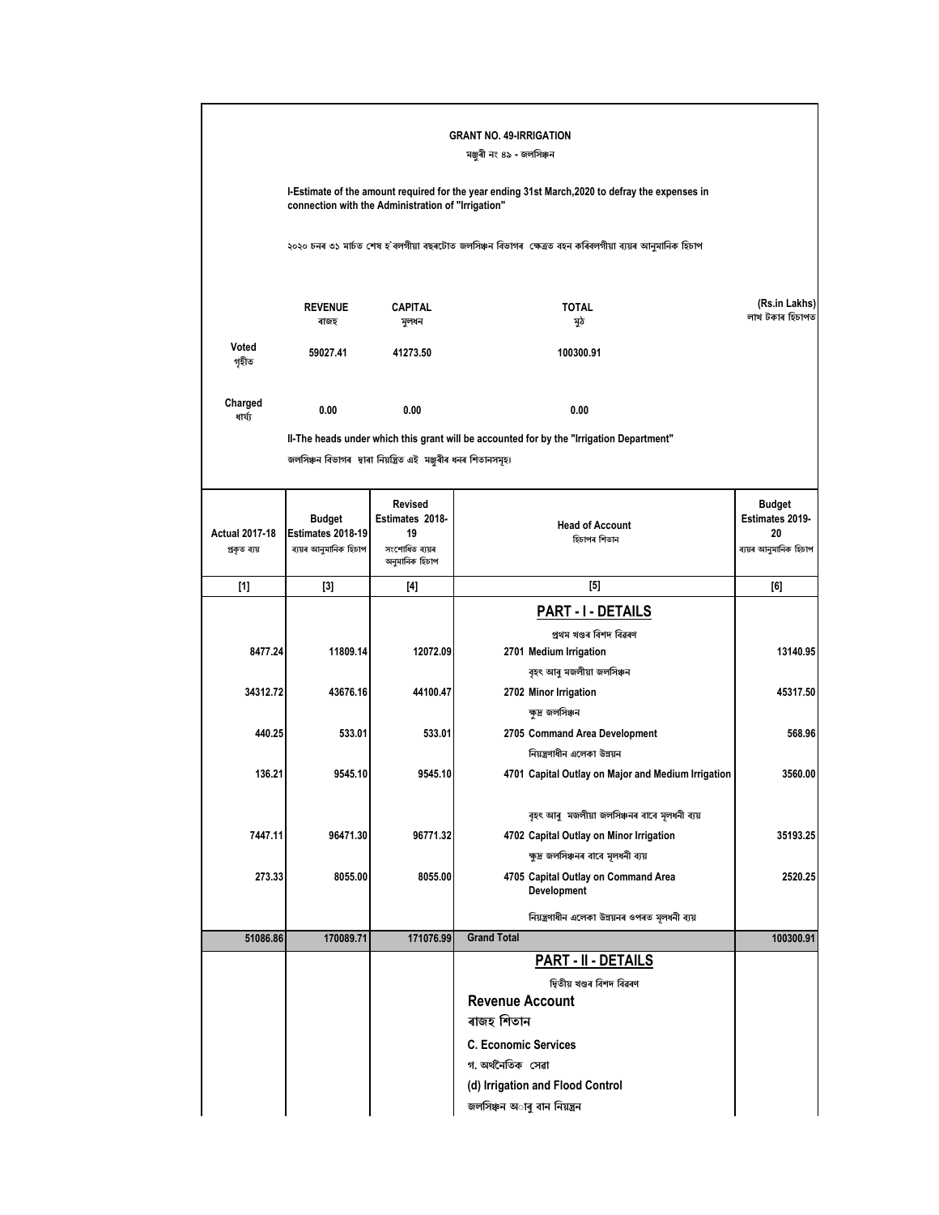## GRANT NO. 49-IRRIGATION

মঞ্জুৰী নং ৪৯ - জলসিঞ্চন

**I-Estimate of the amount required for the year ending 31st March,2020 to defray the expenses in connection with the Administration of "Irrigation"**

২০২০ চনৰ ৩১ মাৰ্চত শেষ হ'বলগীয়া বছৰটোত জলসিঞ্চন বিভাগৰ ক্ষেত্ৰত বহন কৰিবলগীয়া ব্যয়ৰ আনুমানিক হিচাপ

(Rs.in Lakhs) লাখ টকাৰ হিচাপত

| | REVENUE ৰাজহ | CAPITAL মূলধন | TOTAL মুঠ |
|---|---|---|---|
| Voted গৃহীত | 59027.41 | 41273.50 | 100300.91 |
| Charged ধাৰ্য্য | 0.00 | 0.00 | 0.00 |

**II-The heads under which this grant will be accounted for by the "Irrigation Department"**

জলসিঞ্চন বিভাগৰ দ্বাৰা নিয়ন্ত্ৰিত এই মঞ্জুৰীৰ ধনৰ শিতানসমূহ।

| Actual 2017-18 প্ৰকৃত ব্যয় | Budget Estimates 2018-19 ব্যয়ৰ আনুমানিক হিচাপ | Revised Estimates 2018-19 সংশোধিত ব্যয়ৰ অনুমানিক হিচাপ | Head of Account হিচাপৰ শিতান | Budget Estimates 2019-20 ব্যয়ৰ আনুমানিক হিচাপ |
|---|---|---|---|---|
| [1] | [3] | [4] | [5] | [6] |
| | | | **PART - I - DETAILS** প্ৰথম খণ্ডৰ বিশদ বিৱৰণ | |
| 8477.24 | 11809.14 | 12072.09 | 2701 Medium Irrigation বৃহৎ আৰু মজলীয়া জলসিঞ্চন | 13140.95 |
| 34312.72 | 43676.16 | 44100.47 | 2702 Minor Irrigation ক্ষুদ্ৰ জলসিঞ্চন | 45317.50 |
| 440.25 | 533.01 | 533.01 | 2705 Command Area Development নিয়ন্ত্ৰণাধীন এলেকা উন্নয়ন | 568.96 |
| 136.21 | 9545.10 | 9545.10 | 4701 Capital Outlay on Major and Medium Irrigation বৃহৎ আৰু মজলীয়া জলসিঞ্চনৰ বাবে মূলধনী ব্যয় | 3560.00 |
| 7447.11 | 96471.30 | 96771.32 | 4702 Capital Outlay on Minor Irrigation ক্ষুদ্ৰ জলসিঞ্চনৰ বাবে মূলধনী ব্যয় | 35193.25 |
| 273.33 | 8055.00 | 8055.00 | 4705 Capital Outlay on Command Area Development নিয়ন্ত্ৰণাধীন এলেকা উন্নয়নৰ ওপৰত মূলধনী ব্যয় | 2520.25 |
| **51086.86** | **170089.71** | **171076.99** | **Grand Total** | **100300.91** |
| | | | **PART - II - DETAILS** দ্বিতীয় খণ্ডৰ বিশদ বিৱৰণ | |
| | | | **Revenue Account** ৰাজহ শিতান | |
| | | | **C. Economic Services** গ. অৰ্থনৈতিক সেৱা | |
| | | | **(d) Irrigation and Flood Control** জলসিঞ্চন আৰু বান নিয়ন্ত্ৰন | |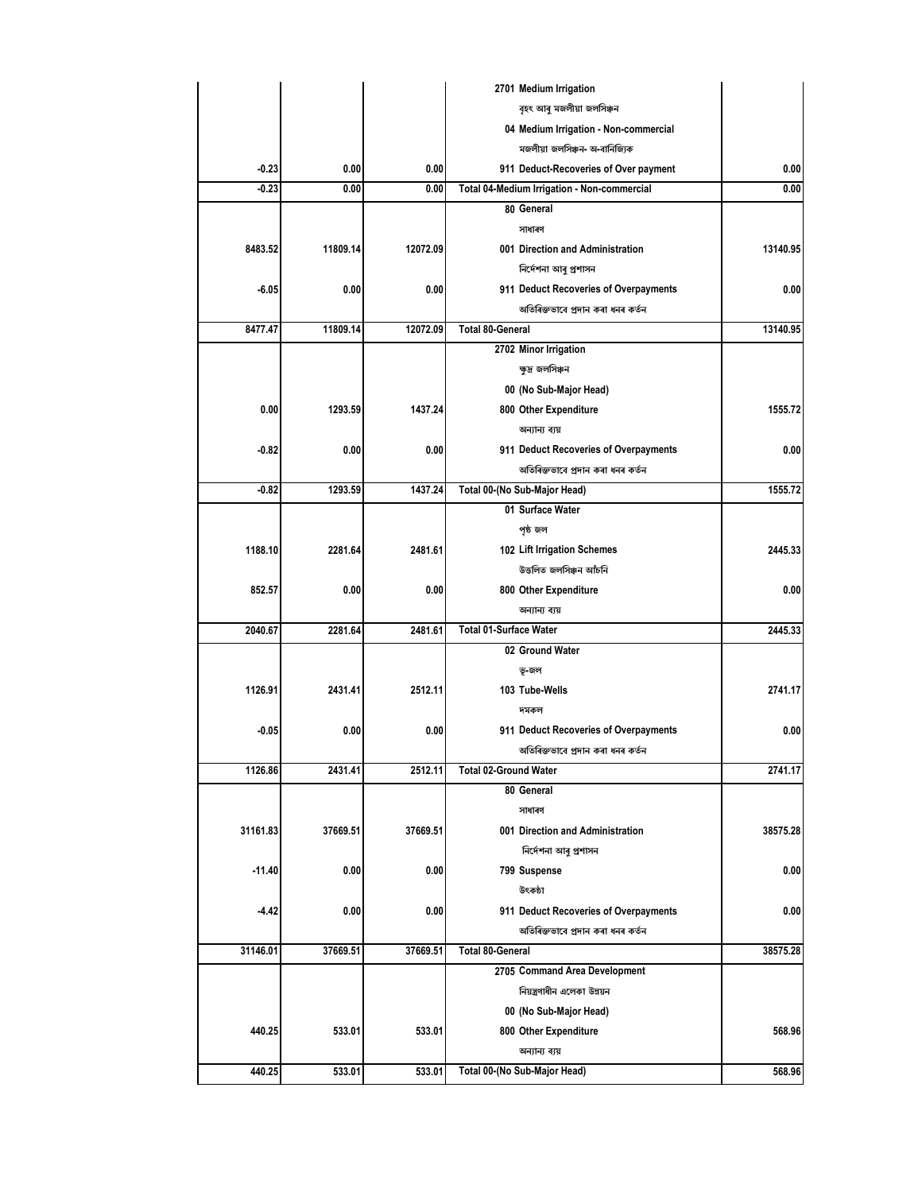| | | | | |
|---|---|---|---|---|
| | | | 2701 Medium Irrigation | |
| | | | বৃহৎ আৰু মজলীয়া জলসিঞ্চন | |
| | | | 04 Medium Irrigation - Non-commercial | |
| | | | মজলীয়া জলসিঞ্চন- অ-বানিজ্যিক | |
| -0.23 | 0.00 | 0.00 | 911 Deduct-Recoveries of Over payment | 0.00 |
| -0.23 | 0.00 | 0.00 | Total 04-Medium Irrigation - Non-commercial | 0.00 |
| | | | 80 General | |
| | | | সাধাৰণ | |
| 8483.52 | 11809.14 | 12072.09 | 001 Direction and Administration | 13140.95 |
| | | | নির্দেশনা আৰু প্রশাসন | |
| -6.05 | 0.00 | 0.00 | 911 Deduct Recoveries of Overpayments | 0.00 |
| | | | অতিৰিক্তভাবে প্রদান কৰা ধনৰ কর্তন | |
| 8477.47 | 11809.14 | 12072.09 | Total 80-General | 13140.95 |
| | | | 2702 Minor Irrigation | |
| | | | ক্ষুদ্র জলসিঞ্চন | |
| | | | 00 (No Sub-Major Head) | |
| 0.00 | 1293.59 | 1437.24 | 800 Other Expenditure | 1555.72 |
| | | | অন্যান্য ব্যয় | |
| -0.82 | 0.00 | 0.00 | 911 Deduct Recoveries of Overpayments | 0.00 |
| | | | অতিৰিক্তভাবে প্রদান কৰা ধনৰ কর্তন | |
| -0.82 | 1293.59 | 1437.24 | Total 00-(No Sub-Major Head) | 1555.72 |
| | | | 01 Surface Water | |
| | | | পৃষ্ঠ জল | |
| 1188.10 | 2281.64 | 2481.61 | 102 Lift Irrigation Schemes | 2445.33 |
| | | | উত্তলিত জলসিঞ্চন আঁচনি | |
| 852.57 | 0.00 | 0.00 | 800 Other Expenditure | 0.00 |
| | | | অন্যান্য ব্যয় | |
| 2040.67 | 2281.64 | 2481.61 | Total 01-Surface Water | 2445.33 |
| | | | 02 Ground Water | |
| | | | ভূ-জল | |
| 1126.91 | 2431.41 | 2512.11 | 103 Tube-Wells | 2741.17 |
| | | | দমকল | |
| -0.05 | 0.00 | 0.00 | 911 Deduct Recoveries of Overpayments | 0.00 |
| | | | অতিৰিক্তভাবে প্রদান কৰা ধনৰ কর্তন | |
| 1126.86 | 2431.41 | 2512.11 | Total 02-Ground Water | 2741.17 |
| | | | 80 General | |
| | | | সাধাৰণ | |
| 31161.83 | 37669.51 | 37669.51 | 001 Direction and Administration | 38575.28 |
| | | | নির্দেশনা আৰু প্রশাসন | |
| -11.40 | 0.00 | 0.00 | 799 Suspense | 0.00 |
| | | | উৎকণ্ঠা | |
| -4.42 | 0.00 | 0.00 | 911 Deduct Recoveries of Overpayments | 0.00 |
| | | | অতিৰিক্তভাবে প্রদান কৰা ধনৰ কর্তন | |
| 31146.01 | 37669.51 | 37669.51 | Total 80-General | 38575.28 |
| | | | 2705 Command Area Development | |
| | | | নিয়ন্ত্রণাধীন এলেকা উন্নয়ন | |
| | | | 00 (No Sub-Major Head) | |
| 440.25 | 533.01 | 533.01 | 800 Other Expenditure | 568.96 |
| | | | অন্যান্য ব্যয় | |
| 440.25 | 533.01 | 533.01 | Total 00-(No Sub-Major Head) | 568.96 |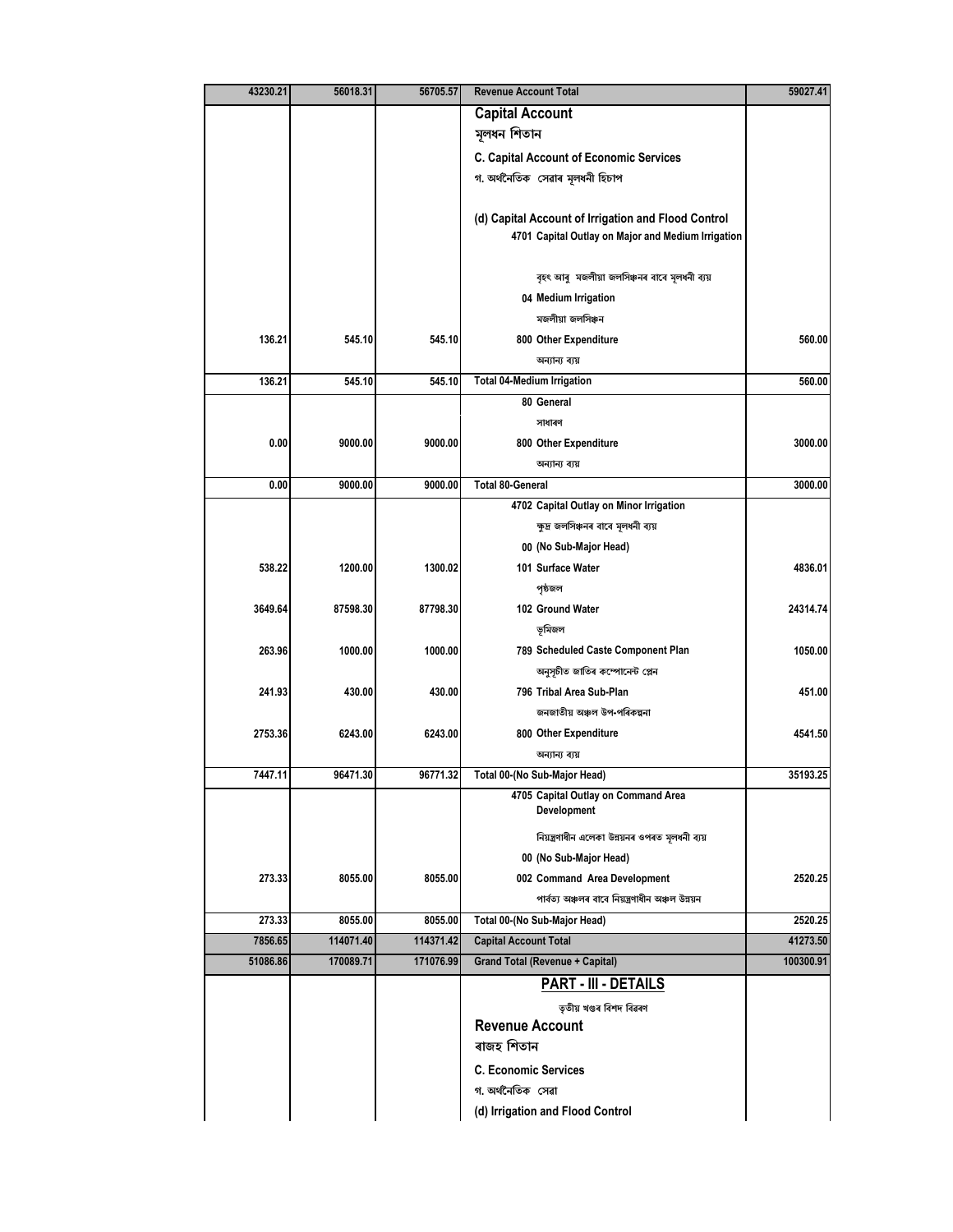| | | | | |
|---|---|---|---|---|
| 43230.21 | 56018.31 | 56705.57 | Revenue Account Total | 59027.41 |
| | | | **Capital Account** | |
| | | | **মূলধন শিতান** | |
| | | | **C. Capital Account of Economic Services** | |
| | | | **গ. অৰ্থনৈতিক সেৱাৰ মূলধনী হিচাপ** | |
| | | | **(d) Capital Account of Irrigation and Flood Control** | |
| | | | 4701 Capital Outlay on Major and Medium Irrigation | |
| | | | বৃহৎ আৰু মজলীয়া জলসিঞ্চনৰ বাবে মূলধনী ব্যয় | |
| | | | 04 Medium Irrigation | |
| | | | মজলীয়া জলসিঞ্চন | |
| 136.21 | 545.10 | 545.10 | 800 Other Expenditure | 560.00 |
| | | | অন্যান্য ব্যয় | |
| 136.21 | 545.10 | 545.10 | Total 04-Medium Irrigation | 560.00 |
| | | | 80 General | |
| | | | সাধাৰণ | |
| 0.00 | 9000.00 | 9000.00 | 800 Other Expenditure | 3000.00 |
| | | | অন্যান্য ব্যয় | |
| 0.00 | 9000.00 | 9000.00 | Total 80-General | 3000.00 |
| | | | 4702 Capital Outlay on Minor Irrigation | |
| | | | ক্ষুদ্ৰ জলসিঞ্চনৰ বাবে মূলধনী ব্যয় | |
| | | | 00 (No Sub-Major Head) | |
| 538.22 | 1200.00 | 1300.02 | 101 Surface Water | 4836.01 |
| | | | পৃষ্ঠজল | |
| 3649.64 | 87598.30 | 87798.30 | 102 Ground Water | 24314.74 |
| | | | ভূমিজল | |
| 263.96 | 1000.00 | 1000.00 | 789 Scheduled Caste Component Plan | 1050.00 |
| | | | অনুসূচীত জাতিৰ কম্পোনেন্ট প্লেন | |
| 241.93 | 430.00 | 430.00 | 796 Tribal Area Sub-Plan | 451.00 |
| | | | জনজাতীয় অঞ্চল উপ-পৰিকল্পনা | |
| 2753.36 | 6243.00 | 6243.00 | 800 Other Expenditure | 4541.50 |
| | | | অন্যান্য ব্যয় | |
| 7447.11 | 96471.30 | 96771.32 | Total 00-(No Sub-Major Head) | 35193.25 |
| | | | 4705 Capital Outlay on Command Area Development | |
| | | | নিয়ন্ত্ৰণাধীন এলেকা উন্নয়নৰ ওপৰত মূলধনী ব্যয় | |
| | | | 00 (No Sub-Major Head) | |
| 273.33 | 8055.00 | 8055.00 | 002 Command Area Development | 2520.25 |
| | | | পাৰ্বত্য অঞ্চলৰ বাবে নিয়ন্ত্ৰণাধীন অঞ্চল উন্নয়ন | |
| 273.33 | 8055.00 | 8055.00 | Total 00-(No Sub-Major Head) | 2520.25 |
| 7856.65 | 114071.40 | 114371.42 | Capital Account Total | 41273.50 |
| 51086.86 | 170089.71 | 171076.99 | Grand Total (Revenue + Capital) | 100300.91 |
| | | | **PART - III - DETAILS** | |
| | | | তৃতীয় খণ্ডৰ বিশদ বিৱৰণ | |
| | | | **Revenue Account** | |
| | | | **ৰাজহ শিতান** | |
| | | | **C. Economic Services** | |
| | | | **গ. অৰ্থনৈতিক সেৱা** | |
| | | | **(d) Irrigation and Flood Control** | |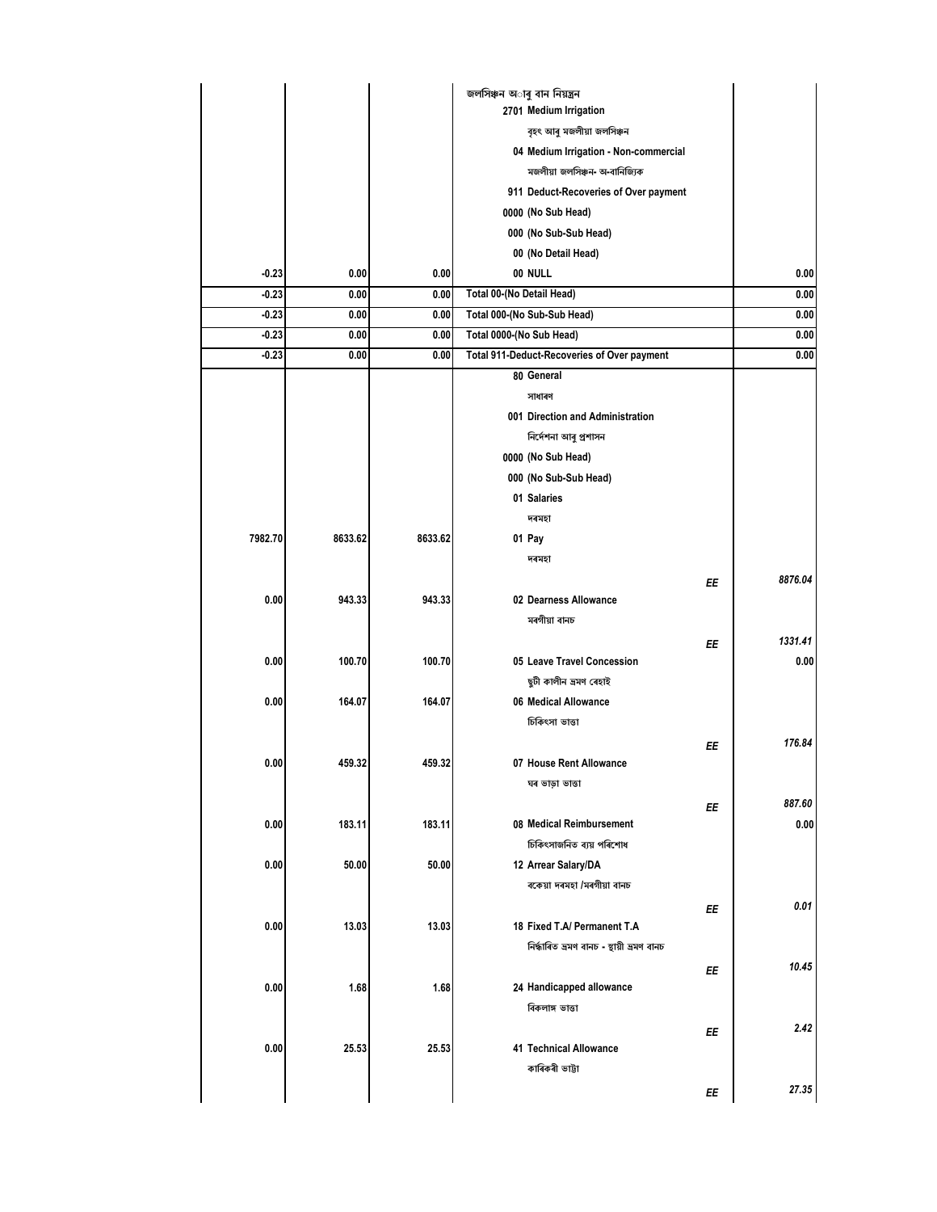| | | | | | |
|---|---|---|---|---|---|
| | | | জলসিঞ্চন আৰু বান নিয়ন্ত্ৰন | | |
| | | | 2701 Medium Irrigation | | |
| | | | বৃহৎ আৰু মজলীয়া জলসিঞ্চন | | |
| | | | 04 Medium Irrigation - Non-commercial | | |
| | | | মজলীয়া জলসিঞ্চন- অ-বানিজ্যিক | | |
| | | | 911 Deduct-Recoveries of Over payment | | |
| | | | 0000 (No Sub Head) | | |
| | | | 000 (No Sub-Sub Head) | | |
| | | | 00 (No Detail Head) | | |
| -0.23 | 0.00 | 0.00 | 00 NULL | | 0.00 |
| -0.23 | 0.00 | 0.00 | Total 00-(No Detail Head) | | 0.00 |
| -0.23 | 0.00 | 0.00 | Total 000-(No Sub-Sub Head) | | 0.00 |
| -0.23 | 0.00 | 0.00 | Total 0000-(No Sub Head) | | 0.00 |
| -0.23 | 0.00 | 0.00 | Total 911-Deduct-Recoveries of Over payment | | 0.00 |
| | | | 80 General | | |
| | | | সাধাৰণ | | |
| | | | 001 Direction and Administration | | |
| | | | নিৰ্দেশনা আৰু প্ৰশাসন | | |
| | | | 0000 (No Sub Head) | | |
| | | | 000 (No Sub-Sub Head) | | |
| | | | 01 Salaries | | |
| | | | দৰমহা | | |
| 7982.70 | 8633.62 | 8633.62 | 01 Pay | | |
| | | | দৰমহা | | |
| | | | | EE | 8876.04 |
| 0.00 | 943.33 | 943.33 | 02 Dearness Allowance | | |
| | | | মৰগীয়া বানচ | | |
| | | | | EE | 1331.41 |
| 0.00 | 100.70 | 100.70 | 05 Leave Travel Concession | | 0.00 |
| | | | ছুটী কালীন ভ্ৰমণ ৰেহাই | | |
| 0.00 | 164.07 | 164.07 | 06 Medical Allowance | | |
| | | | চিকিৎসা ভাত্তা | | |
| | | | | EE | 176.84 |
| 0.00 | 459.32 | 459.32 | 07 House Rent Allowance | | |
| | | | ঘৰ ভাড়া ভাত্তা | | |
| | | | | EE | 887.60 |
| 0.00 | 183.11 | 183.11 | 08 Medical Reimbursement | | 0.00 |
| | | | চিকিৎসাজনিত ব্যয় পৰিশোধ | | |
| 0.00 | 50.00 | 50.00 | 12 Arrear Salary/DA | | |
| | | | বকেয়া দৰমহা /মৰগীয়া বানচ | | |
| | | | | EE | 0.01 |
| 0.00 | 13.03 | 13.03 | 18 Fixed T.A/ Permanent T.A | | |
| | | | নিৰ্দ্ধাৰিত ভ্ৰমণ বানচ - স্থায়ী ভ্ৰমণ বানচ | | |
| | | | | EE | 10.45 |
| 0.00 | 1.68 | 1.68 | 24 Handicapped allowance | | |
| | | | বিকলাঙ্গ ভাত্তা | | |
| | | | | EE | 2.42 |
| 0.00 | 25.53 | 25.53 | 41 Technical Allowance | | |
| | | | কাৰিকৰী ভাট্টা | | |
| | | | | EE | 27.35 |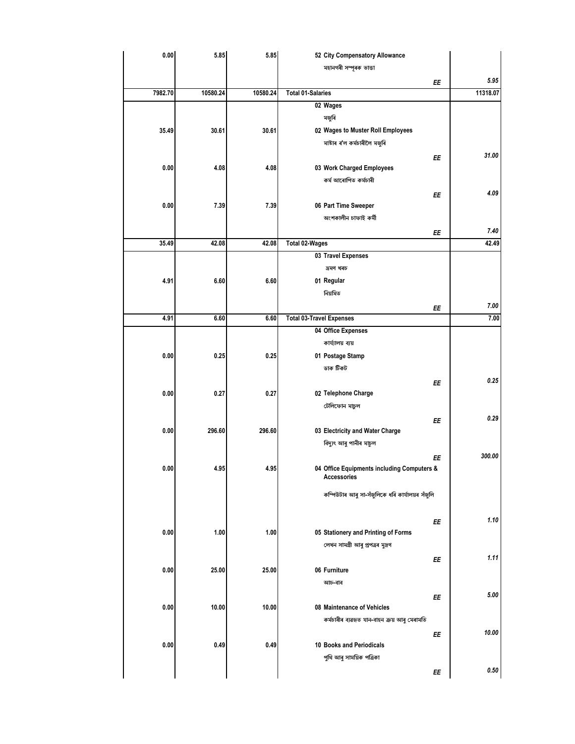| | | | | |
|---|---|---|---|---|
| 0.00 | 5.85 | 5.85 | 52 City Compensatory Allowance<br>মহানগৰী সম্পূৰক ভাত্তা<br>EE | 5.95 |
| 7982.70 | 10580.24 | 10580.24 | Total 01-Salaries | 11318.07 |
| | | | 02 Wages<br>মজুৰি | |
| 35.49 | 30.61 | 30.61 | 02 Wages to Muster Roll Employees<br>মাষ্টাৰ ৰ'ল কৰ্মচাৰীলৈ মজুৰি<br>EE | 31.00 |
| 0.00 | 4.08 | 4.08 | 03 Work Charged Employees<br>কৰ্ম আৰোপিত কৰ্মচাৰী<br>EE | 4.09 |
| 0.00 | 7.39 | 7.39 | 06 Part Time Sweeper<br>অংশকালীন চাফাই কৰ্মী<br>EE | 7.40 |
| 35.49 | 42.08 | 42.08 | Total 02-Wages | 42.49 |
| | | | 03 Travel Expenses<br>ভ্ৰমণ খৰচ | |
| 4.91 | 6.60 | 6.60 | 01 Regular<br>নিয়মিত<br>EE | 7.00 |
| 4.91 | 6.60 | 6.60 | Total 03-Travel Expenses | 7.00 |
| | | | 04 Office Expenses<br>কাৰ্য্যালয় ব্যয় | |
| 0.00 | 0.25 | 0.25 | 01 Postage Stamp<br>ডাক টিকট<br>EE | 0.25 |
| 0.00 | 0.27 | 0.27 | 02 Telephone Charge<br>টেলিফোন মাচুল<br>EE | 0.29 |
| 0.00 | 296.60 | 296.60 | 03 Electricity and Water Charge<br>বিদ্যুৎ আৰু পানীৰ মাচুল<br>EE | 300.00 |
| 0.00 | 4.95 | 4.95 | 04 Office Equipments including Computers & Accessories<br>কম্পিউটাৰ আৰু সা-সঁজুলিকে ধৰি কাৰ্যালয়ৰ সঁজুলি<br>EE | 1.10 |
| 0.00 | 1.00 | 1.00 | 05 Stationery and Printing of Forms<br>লেখন সামগ্ৰী আৰু প্ৰপত্ৰৰ মুদ্ৰণ<br>EE | 1.11 |
| 0.00 | 25.00 | 25.00 | 06 Furniture<br>আচ-বাব<br>EE | 5.00 |
| 0.00 | 10.00 | 10.00 | 08 Maintenance of Vehicles<br>কৰ্মচাৰীৰ ব্যৱহৃত যান-বাহন ক্ৰয় আৰু মেৰামতি<br>EE | 10.00 |
| 0.00 | 0.49 | 0.49 | 10 Books and Periodicals<br>পুথি আৰু সাময়িক পত্ৰিকা<br>EE | 0.50 |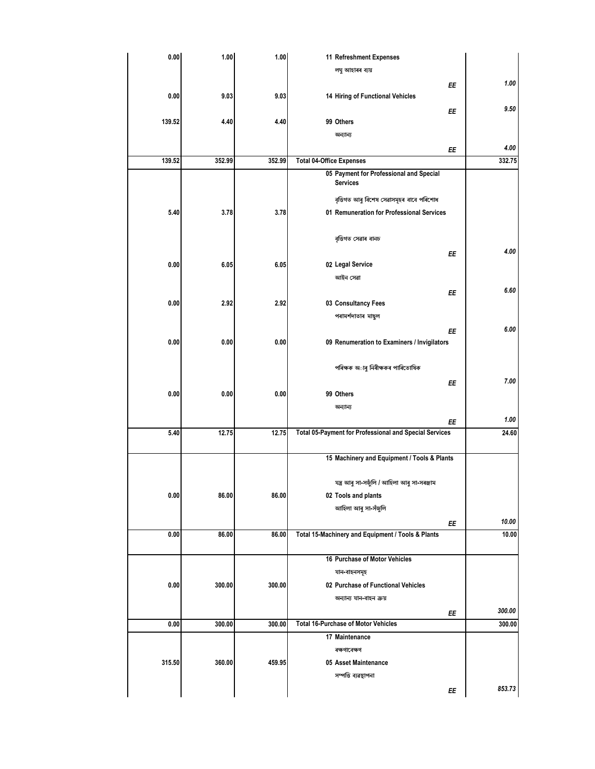| | | | | |
|---|---|---|---|---|
| 0.00 | 1.00 | 1.00 | 11 Refreshment Expenses<br>লঘু আহাৰৰ ব্যয় | |
| | | | EE | 1.00 |
| 0.00 | 9.03 | 9.03 | 14 Hiring of Functional Vehicles | |
| | | | EE | 9.50 |
| 139.52 | 4.40 | 4.40 | 99 Others<br>অন্যান্য | |
| | | | EE | 4.00 |
| 139.52 | 352.99 | 352.99 | Total 04-Office Expenses | 332.75 |
| | | | 05 Payment for Professional and Special Services<br>বৃত্তিগত আৰু বিশেষ সেৱাসমূহৰ বাবে পৰিশোধ | |
| 5.40 | 3.78 | 3.78 | 01 Remuneration for Professional Services<br>বৃত্তিগত সেৱাৰ বানচ | |
| | | | EE | 4.00 |
| 0.00 | 6.05 | 6.05 | 02 Legal Service<br>আইন সেৱা | |
| | | | EE | 6.60 |
| 0.00 | 2.92 | 2.92 | 03 Consultancy Fees<br>পৰামৰ্শদাতাৰ মাচুল | |
| | | | EE | 6.00 |
| 0.00 | 0.00 | 0.00 | 09 Renumeration to Examiners / Invigilators<br>পৰিক্ষক অাৰু নিৰীক্ষকৰ পাৰিতোষিক | |
| | | | EE | 7.00 |
| 0.00 | 0.00 | 0.00 | 99 Others<br>অন্যান্য | |
| | | | EE | 1.00 |
| 5.40 | 12.75 | 12.75 | Total 05-Payment for Professional and Special Services | 24.60 |
| | | | 15 Machinery and Equipment / Tools & Plants<br>যন্ত্ৰ আৰু সা-সজুঁলি / আহিলা আৰু সা-সৰঞ্জাম | |
| 0.00 | 86.00 | 86.00 | 02 Tools and plants<br>আহিলা আৰু সা-সঁজুলি | |
| | | | EE | 10.00 |
| 0.00 | 86.00 | 86.00 | Total 15-Machinery and Equipment / Tools & Plants | 10.00 |
| | | | 16 Purchase of Motor Vehicles<br>যান-বাহনসমূহ | |
| 0.00 | 300.00 | 300.00 | 02 Purchase of Functional Vehicles<br>অন্যান্য যান-বাহন ক্রয় | |
| | | | EE | 300.00 |
| 0.00 | 300.00 | 300.00 | Total 16-Purchase of Motor Vehicles | 300.00 |
| | | | 17 Maintenance<br>ৰক্ষণাবেক্ষণ | |
| 315.50 | 360.00 | 459.95 | 05 Asset Maintenance<br>সম্পত্তি ব্যৱস্থাপনা | |
| | | | EE | 853.73 |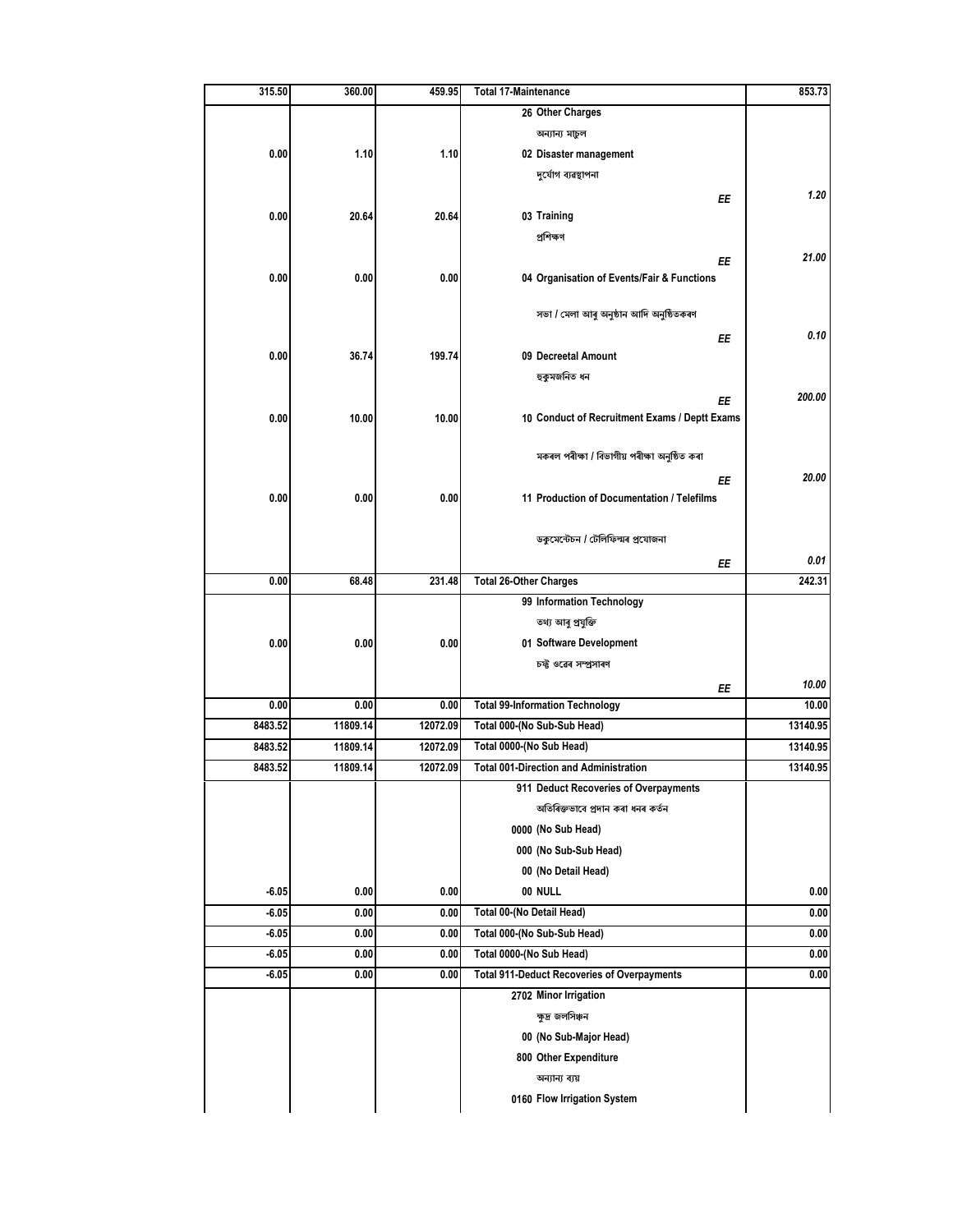| | | | | |
|---|---|---|---|---|
| 315.50 | 360.00 | 459.95 | Total 17-Maintenance | 853.73 |
| | | | 26 Other Charges | |
| | | | অন্যান্য মাচুল | |
| 0.00 | 1.10 | 1.10 | 02 Disaster management | |
| | | | দুৰ্যোগ ব্যৱস্থাপনা | |
| | | | *EE* | *1.20* |
| 0.00 | 20.64 | 20.64 | 03 Training | |
| | | | প্ৰশিক্ষণ | |
| | | | *EE* | *21.00* |
| 0.00 | 0.00 | 0.00 | 04 Organisation of Events/Fair & Functions | |
| | | | সভা / মেলা আৰু অনুষ্ঠান আদি অনুষ্ঠিতকৰণ | |
| | | | *EE* | *0.10* |
| 0.00 | 36.74 | 199.74 | 09 Decreetal Amount | |
| | | | হুকুমজনিত ধন | |
| | | | *EE* | *200.00* |
| 0.00 | 10.00 | 10.00 | 10 Conduct of Recruitment Exams / Deptt Exams | |
| | | | মকৰল পৰীক্ষা / বিভাগীয় পৰীক্ষা অনুষ্ঠিত কৰা | |
| | | | *EE* | *20.00* |
| 0.00 | 0.00 | 0.00 | 11 Production of Documentation / Telefilms | |
| | | | ডকুমেন্টেচন / টেলিফিল্মৰ প্ৰযোজনা | |
| | | | *EE* | *0.01* |
| 0.00 | 68.48 | 231.48 | Total 26-Other Charges | 242.31 |
| | | | 99 Information Technology | |
| | | | তথ্য আৰু প্ৰযুক্তি | |
| 0.00 | 0.00 | 0.00 | 01 Software Development | |
| | | | চফ্ট ওৱেৰ সম্প্ৰসাৰণ | |
| | | | *EE* | *10.00* |
| 0.00 | 0.00 | 0.00 | Total 99-Information Technology | 10.00 |
| 8483.52 | 11809.14 | 12072.09 | Total 000-(No Sub-Sub Head) | 13140.95 |
| 8483.52 | 11809.14 | 12072.09 | Total 0000-(No Sub Head) | 13140.95 |
| 8483.52 | 11809.14 | 12072.09 | Total 001-Direction and Administration | 13140.95 |
| | | | 911 Deduct Recoveries of Overpayments | |
| | | | অতিৰিক্তভাবে প্ৰদান কৰা ধনৰ কৰ্তন | |
| | | | 0000 (No Sub Head) | |
| | | | 000 (No Sub-Sub Head) | |
| | | | 00 (No Detail Head) | |
| -6.05 | 0.00 | 0.00 | 00 NULL | 0.00 |
| -6.05 | 0.00 | 0.00 | Total 00-(No Detail Head) | 0.00 |
| -6.05 | 0.00 | 0.00 | Total 000-(No Sub-Sub Head) | 0.00 |
| -6.05 | 0.00 | 0.00 | Total 0000-(No Sub Head) | 0.00 |
| -6.05 | 0.00 | 0.00 | Total 911-Deduct Recoveries of Overpayments | 0.00 |
| | | | 2702 Minor Irrigation | |
| | | | ক্ষুদ্ৰ জলসিঞ্চন | |
| | | | 00 (No Sub-Major Head) | |
| | | | 800 Other Expenditure | |
| | | | অন্যান্য ব্যয় | |
| | | | 0160 Flow Irrigation System | |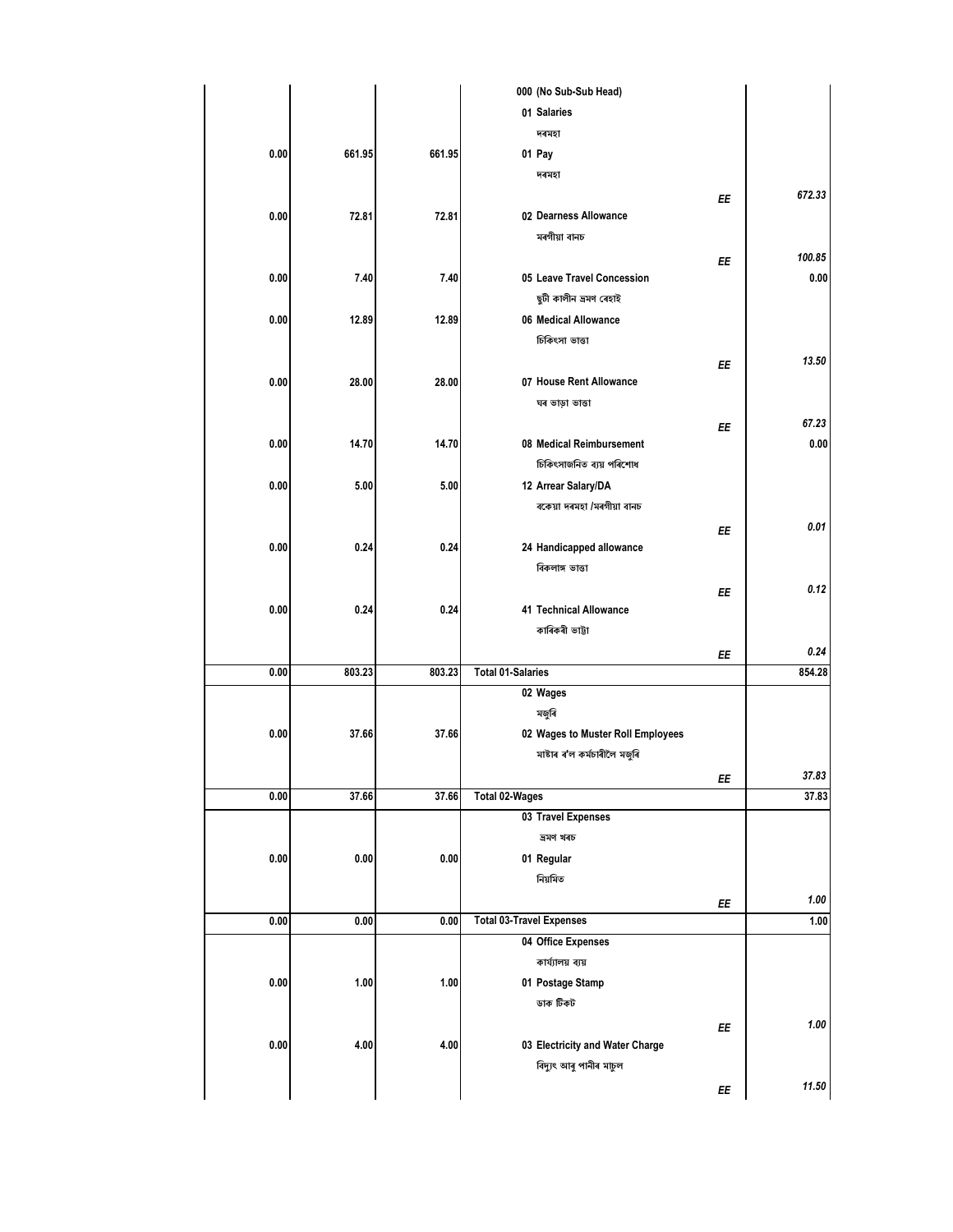| | | | | | |
|---|---|---|---|---|---|
| | | | 000 (No Sub-Sub Head) | | |
| | | | 01 Salaries<br>দৰমহা | | |
| 0.00 | 661.95 | 661.95 | 01 Pay<br>দৰমহা | EE | 672.33 |
| 0.00 | 72.81 | 72.81 | 02 Dearness Allowance<br>মৰগীয়া বানচ | EE | 100.85 |
| 0.00 | 7.40 | 7.40 | 05 Leave Travel Concession<br>ছুটী কালীন ভ্ৰমণ ৰেহাই | | 0.00 |
| 0.00 | 12.89 | 12.89 | 06 Medical Allowance<br>চিকিৎসা ভাত্তা | EE | 13.50 |
| 0.00 | 28.00 | 28.00 | 07 House Rent Allowance<br>ঘৰ ভাড়া ভাত্তা | EE | 67.23 |
| 0.00 | 14.70 | 14.70 | 08 Medical Reimbursement<br>চিকিৎসাজনিত ব্যয় পৰিশোধ | | 0.00 |
| 0.00 | 5.00 | 5.00 | 12 Arrear Salary/DA<br>বকেয়া দৰমহা /মৰগীয়া বানচ | EE | 0.01 |
| 0.00 | 0.24 | 0.24 | 24 Handicapped allowance<br>বিকলাঙ্গ ভাত্তা | EE | 0.12 |
| 0.00 | 0.24 | 0.24 | 41 Technical Allowance<br>কাৰিকৰী ভাট্টা | EE | 0.24 |
| 0.00 | 803.23 | 803.23 | Total 01-Salaries | | 854.28 |
| | | | 02 Wages<br>মজুৰি | | |
| 0.00 | 37.66 | 37.66 | 02 Wages to Muster Roll Employees<br>মাষ্টাৰ ৰ'ল কৰ্মচাৰীলৈ মজুৰি | EE | 37.83 |
| 0.00 | 37.66 | 37.66 | Total 02-Wages | | 37.83 |
| | | | 03 Travel Expenses<br>ভ্ৰমণ খৰচ | | |
| 0.00 | 0.00 | 0.00 | 01 Regular<br>নিয়মিত | EE | 1.00 |
| 0.00 | 0.00 | 0.00 | Total 03-Travel Expenses | | 1.00 |
| | | | 04 Office Expenses<br>কাৰ্য্যালয় ব্যয় | | |
| 0.00 | 1.00 | 1.00 | 01 Postage Stamp<br>ডাক টিকট | EE | 1.00 |
| 0.00 | 4.00 | 4.00 | 03 Electricity and Water Charge<br>বিদ্যুৎ আৰু পানীৰ মাচুল | EE | 11.50 |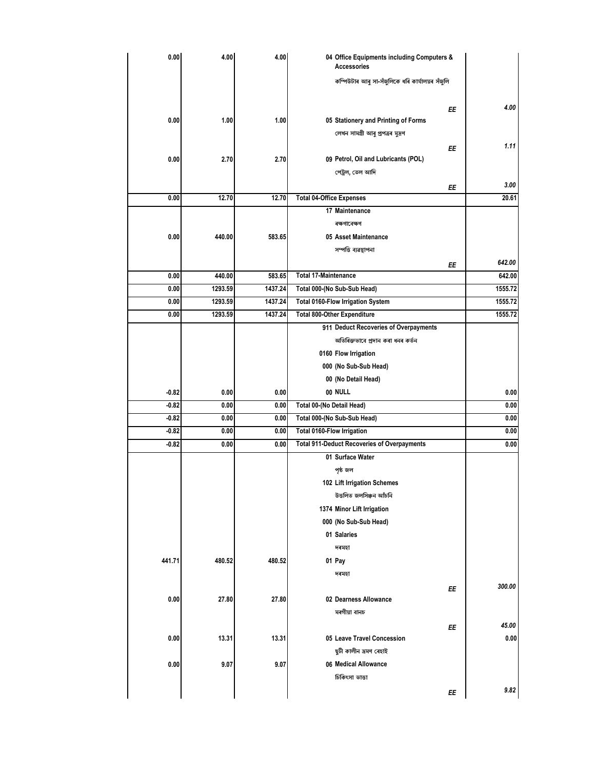| | | | | |
|---|---|---|---|---|
| 0.00 | 4.00 | 4.00 | 04 Office Equipments including Computers & Accessories<br>কম্পিউটাৰ আৰু সা-সঁজুলিকে ধৰি কাৰ্যালয়ৰ সঁজুলি<br>EE | 4.00 |
| 0.00 | 1.00 | 1.00 | 05 Stationery and Printing of Forms<br>লেখন সামগ্ৰী আৰু প্ৰপত্ৰৰ মুদ্ৰণ<br>EE | 1.11 |
| 0.00 | 2.70 | 2.70 | 09 Petrol, Oil and Lubricants (POL)<br>পেট্ৰল, তেল আদি<br>EE | 3.00 |
| 0.00 | 12.70 | 12.70 | Total 04-Office Expenses | 20.61 |
| | | | 17 Maintenance<br>ৰক্ষণাবেক্ষণ | |
| 0.00 | 440.00 | 583.65 | 05 Asset Maintenance<br>সম্পত্তি ব্যৱস্থাপনা<br>EE | 642.00 |
| 0.00 | 440.00 | 583.65 | Total 17-Maintenance | 642.00 |
| 0.00 | 1293.59 | 1437.24 | Total 000-(No Sub-Sub Head) | 1555.72 |
| 0.00 | 1293.59 | 1437.24 | Total 0160-Flow Irrigation System | 1555.72 |
| 0.00 | 1293.59 | 1437.24 | Total 800-Other Expenditure | 1555.72 |
| | | | 911 Deduct Recoveries of Overpayments<br>অতিৰিক্তভাৱে প্ৰদান কৰা ধনৰ কৰ্তন<br>0160 Flow Irrigation<br>000 (No Sub-Sub Head)<br>00 (No Detail Head) | |
| -0.82 | 0.00 | 0.00 | 00 NULL | 0.00 |
| -0.82 | 0.00 | 0.00 | Total 00-(No Detail Head) | 0.00 |
| -0.82 | 0.00 | 0.00 | Total 000-(No Sub-Sub Head) | 0.00 |
| -0.82 | 0.00 | 0.00 | Total 0160-Flow Irrigation | 0.00 |
| -0.82 | 0.00 | 0.00 | Total 911-Deduct Recoveries of Overpayments | 0.00 |
| | | | 01 Surface Water<br>পৃষ্ঠ জল<br>102 Lift Irrigation Schemes<br>উত্তলিত জলসিঞ্চন আঁচনি<br>1374 Minor Lift Irrigation<br>000 (No Sub-Sub Head)<br>01 Salaries<br>দৰমহা | |
| 441.71 | 480.52 | 480.52 | 01 Pay<br>দৰমহা<br>EE | 300.00 |
| 0.00 | 27.80 | 27.80 | 02 Dearness Allowance<br>মৰগীয়া বানচ<br>EE | 45.00 |
| 0.00 | 13.31 | 13.31 | 05 Leave Travel Concession<br>ছুটী কালীন ভ্ৰমণ ৰেহাই | 0.00 |
| 0.00 | 9.07 | 9.07 | 06 Medical Allowance<br>চিকিৎসা ভাত্তা<br>EE | 9.82 |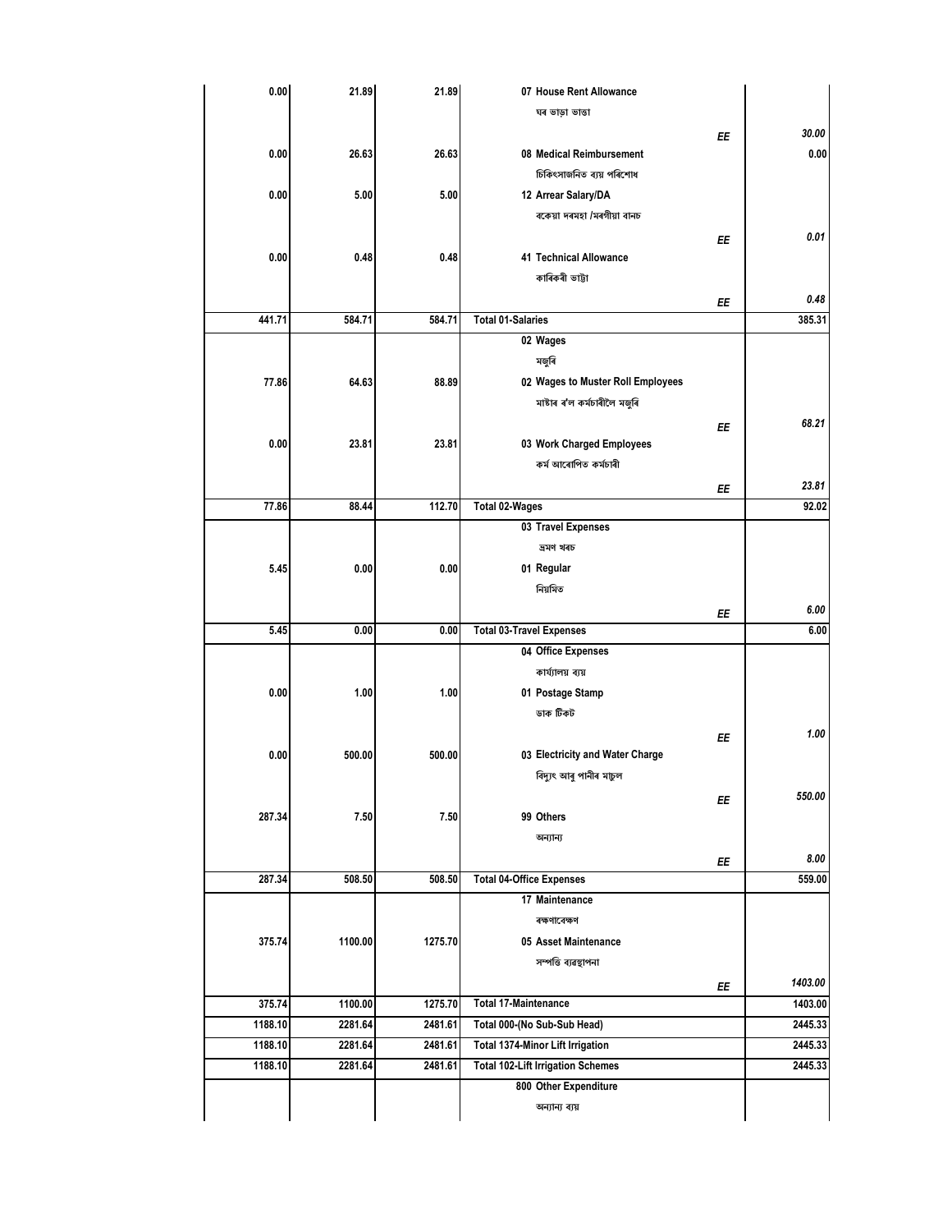| | | | | | |
|---|---|---|---|---|---|
| 0.00 | 21.89 | 21.89 | 07 House Rent Allowance | | |
| | | | ঘৰ ভাড়া ভাত্তা | | |
| | | | | EE | 30.00 |
| 0.00 | 26.63 | 26.63 | 08 Medical Reimbursement | | 0.00 |
| | | | চিকিৎসাজনিত ব্যয় পৰিশোধ | | |
| 0.00 | 5.00 | 5.00 | 12 Arrear Salary/DA | | |
| | | | বকেয়া দৰমহা /মৰগীয়া বানচ | | |
| | | | | EE | 0.01 |
| 0.00 | 0.48 | 0.48 | 41 Technical Allowance | | |
| | | | কাৰিকৰী ভাট্টা | | |
| | | | | EE | 0.48 |
| 441.71 | 584.71 | 584.71 | Total 01-Salaries | | 385.31 |
| | | | 02 Wages | | |
| | | | মজুৰি | | |
| 77.86 | 64.63 | 88.89 | 02 Wages to Muster Roll Employees | | |
| | | | মাষ্টাৰ ৰ'ল কৰ্মচাৰীলৈ মজুৰি | | |
| | | | | EE | 68.21 |
| 0.00 | 23.81 | 23.81 | 03 Work Charged Employees | | |
| | | | কৰ্ম আৰোপিত কৰ্মচাৰী | | |
| | | | | EE | 23.81 |
| 77.86 | 88.44 | 112.70 | Total 02-Wages | | 92.02 |
| | | | 03 Travel Expenses | | |
| | | | ভ্ৰমণ খৰচ | | |
| 5.45 | 0.00 | 0.00 | 01 Regular | | |
| | | | নিয়মিত | | |
| | | | | EE | 6.00 |
| 5.45 | 0.00 | 0.00 | Total 03-Travel Expenses | | 6.00 |
| | | | 04 Office Expenses | | |
| | | | কাৰ্য্যালয় ব্যয় | | |
| 0.00 | 1.00 | 1.00 | 01 Postage Stamp | | |
| | | | ডাক টিকট | | |
| | | | | EE | 1.00 |
| 0.00 | 500.00 | 500.00 | 03 Electricity and Water Charge | | |
| | | | বিদ্যুৎ আৰু পানীৰ মাচুল | | |
| | | | | EE | 550.00 |
| 287.34 | 7.50 | 7.50 | 99 Others | | |
| | | | অন্যান্য | | |
| | | | | EE | 8.00 |
| 287.34 | 508.50 | 508.50 | Total 04-Office Expenses | | 559.00 |
| | | | 17 Maintenance | | |
| | | | ৰক্ষণাবেক্ষণ | | |
| 375.74 | 1100.00 | 1275.70 | 05 Asset Maintenance | | |
| | | | সম্পত্তি ব্যৱস্থাপনা | | |
| | | | | EE | 1403.00 |
| 375.74 | 1100.00 | 1275.70 | Total 17-Maintenance | | 1403.00 |
| 1188.10 | 2281.64 | 2481.61 | Total 000-(No Sub-Sub Head) | | 2445.33 |
| 1188.10 | 2281.64 | 2481.61 | Total 1374-Minor Lift Irrigation | | 2445.33 |
| 1188.10 | 2281.64 | 2481.61 | Total 102-Lift Irrigation Schemes | | 2445.33 |
| | | | 800 Other Expenditure | | |
| | | | অন্যান্য ব্যয় | | |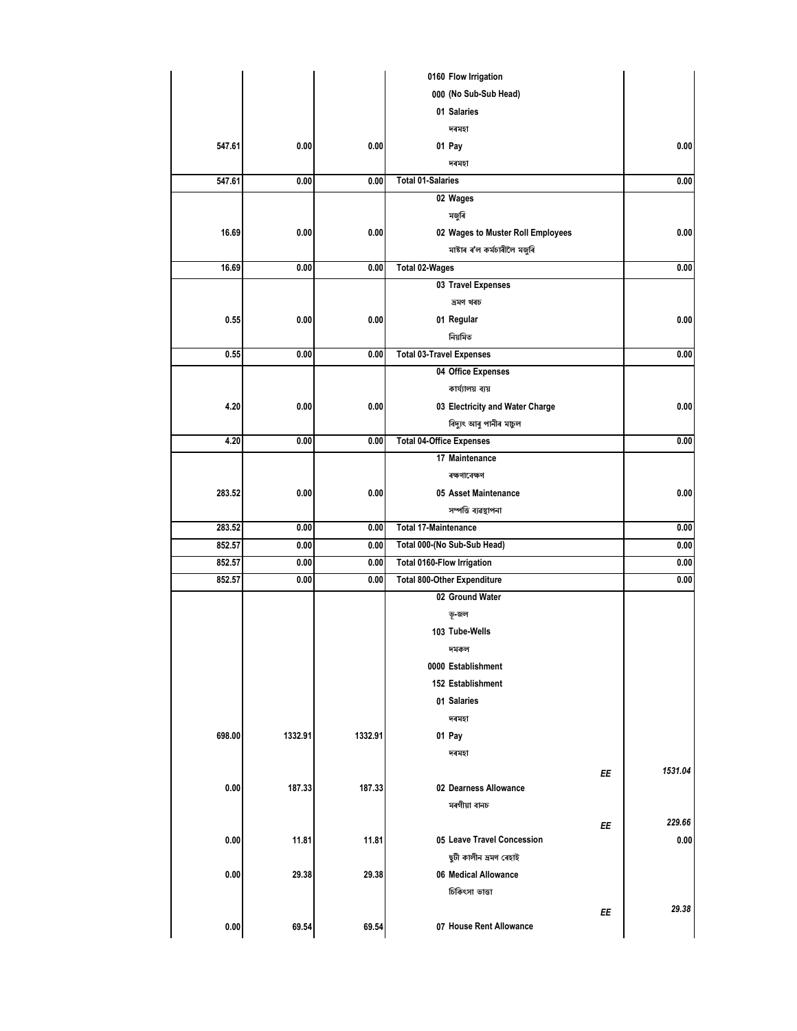| | | | | |
|---|---|---|---|---|
| | | | 0160 Flow Irrigation | |
| | | | 000 (No Sub-Sub Head) | |
| | | | 01 Salaries | |
| | | | দৰমহা | |
| 547.61 | 0.00 | 0.00 | 01 Pay | 0.00 |
| | | | দৰমহা | |
| 547.61 | 0.00 | 0.00 | Total 01-Salaries | 0.00 |
| | | | 02 Wages | |
| | | | মজুৰি | |
| 16.69 | 0.00 | 0.00 | 02 Wages to Muster Roll Employees | 0.00 |
| | | | মাষ্টাৰ ৰ'ল কৰ্মচাৰীলৈ মজুৰি | |
| 16.69 | 0.00 | 0.00 | Total 02-Wages | 0.00 |
| | | | 03 Travel Expenses | |
| | | | ভ্ৰমণ খৰচ | |
| 0.55 | 0.00 | 0.00 | 01 Regular | 0.00 |
| | | | নিয়মিত | |
| 0.55 | 0.00 | 0.00 | Total 03-Travel Expenses | 0.00 |
| | | | 04 Office Expenses | |
| | | | কাৰ্য্যালয় ব্যয় | |
| 4.20 | 0.00 | 0.00 | 03 Electricity and Water Charge | 0.00 |
| | | | বিদ্যুৎ আৰু পানীৰ মাচুল | |
| 4.20 | 0.00 | 0.00 | Total 04-Office Expenses | 0.00 |
| | | | 17 Maintenance | |
| | | | ৰক্ষণাবেক্ষণ | |
| 283.52 | 0.00 | 0.00 | 05 Asset Maintenance | 0.00 |
| | | | সম্পত্তি ব্যৱস্থাপনা | |
| 283.52 | 0.00 | 0.00 | Total 17-Maintenance | 0.00 |
| 852.57 | 0.00 | 0.00 | Total 000-(No Sub-Sub Head) | 0.00 |
| 852.57 | 0.00 | 0.00 | Total 0160-Flow Irrigation | 0.00 |
| 852.57 | 0.00 | 0.00 | Total 800-Other Expenditure | 0.00 |
| | | | 02 Ground Water | |
| | | | ভূ-জল | |
| | | | 103 Tube-Wells | |
| | | | দমকল | |
| | | | 0000 Establishment | |
| | | | 152 Establishment | |
| | | | 01 Salaries | |
| | | | দৰমহা | |
| 698.00 | 1332.91 | 1332.91 | 01 Pay | |
| | | | দৰমহা | |
| | | | *EE* | *1531.04* |
| 0.00 | 187.33 | 187.33 | 02 Dearness Allowance | |
| | | | মৰগীয়া বানচ | |
| | | | *EE* | *229.66* |
| 0.00 | 11.81 | 11.81 | 05 Leave Travel Concession | 0.00 |
| | | | ছুটী কালীন ভ্ৰমণ ৰেহাই | |
| 0.00 | 29.38 | 29.38 | 06 Medical Allowance | |
| | | | চিকিৎসা ভাত্তা | |
| | | | *EE* | *29.38* |
| 0.00 | 69.54 | 69.54 | 07 House Rent Allowance | |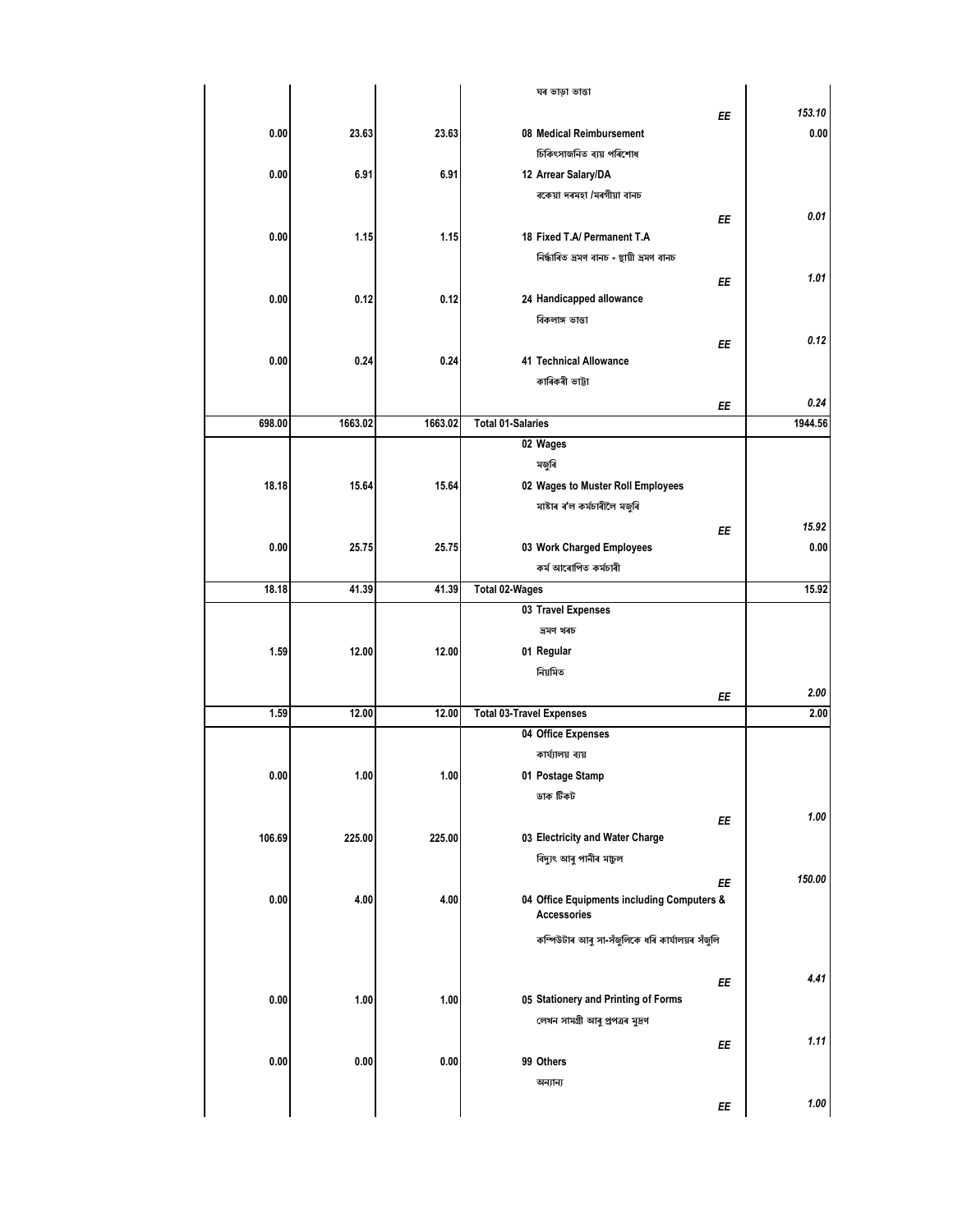| | | | | |
|---|---|---|---|---|
| | | | ঘৰ ভাড়া ভাত্তা | |
| | | | EE | 153.10 |
| 0.00 | 23.63 | 23.63 | 08 Medical Reimbursement | 0.00 |
| | | | চিকিৎসাজনিত ব্যয় পৰিশোধ | |
| 0.00 | 6.91 | 6.91 | 12 Arrear Salary/DA | |
| | | | বকেয়া দৰমহা /মৰগীয়া বানচ | |
| | | | EE | 0.01 |
| 0.00 | 1.15 | 1.15 | 18 Fixed T.A/ Permanent T.A | |
| | | | নিৰ্দ্ধাৰিত ভ্ৰমণ বানচ - স্থায়ী ভ্ৰমণ বানচ | |
| | | | EE | 1.01 |
| 0.00 | 0.12 | 0.12 | 24 Handicapped allowance | |
| | | | বিকলাঙ্গ ভাত্তা | |
| | | | EE | 0.12 |
| 0.00 | 0.24 | 0.24 | 41 Technical Allowance | |
| | | | কাৰিকৰী ভাট্টা | |
| | | | EE | 0.24 |
| 698.00 | 1663.02 | 1663.02 | Total 01-Salaries | 1944.56 |
| | | | 02 Wages | |
| | | | মজুৰি | |
| 18.18 | 15.64 | 15.64 | 02 Wages to Muster Roll Employees | |
| | | | মাষ্টাৰ ৰ'ল কৰ্মচাৰীলৈ মজুৰি | |
| | | | EE | 15.92 |
| 0.00 | 25.75 | 25.75 | 03 Work Charged Employees | 0.00 |
| | | | কৰ্ম আৰোপিত কৰ্মচাৰী | |
| 18.18 | 41.39 | 41.39 | Total 02-Wages | 15.92 |
| | | | 03 Travel Expenses | |
| | | | ভ্ৰমণ খৰচ | |
| 1.59 | 12.00 | 12.00 | 01 Regular | |
| | | | নিয়মিত | |
| | | | EE | 2.00 |
| 1.59 | 12.00 | 12.00 | Total 03-Travel Expenses | 2.00 |
| | | | 04 Office Expenses | |
| | | | কাৰ্য্যালয় ব্যয় | |
| 0.00 | 1.00 | 1.00 | 01 Postage Stamp | |
| | | | ডাক টিকট | |
| | | | EE | 1.00 |
| 106.69 | 225.00 | 225.00 | 03 Electricity and Water Charge | |
| | | | বিদ্যুৎ আৰু পানীৰ মাচুল | |
| | | | EE | 150.00 |
| 0.00 | 4.00 | 4.00 | 04 Office Equipments including Computers & Accessories | |
| | | | কম্পিউটাৰ আৰু সা-সঁজুলিকে ধৰি কাৰ্যালয়ৰ সঁজুলি | |
| | | | EE | 4.41 |
| 0.00 | 1.00 | 1.00 | 05 Stationery and Printing of Forms | |
| | | | লেখন সামগ্ৰী আৰু প্ৰপত্ৰৰ মুদ্ৰণ | |
| | | | EE | 1.11 |
| 0.00 | 0.00 | 0.00 | 99 Others | |
| | | | অন্যান্য | |
| | | | EE | 1.00 |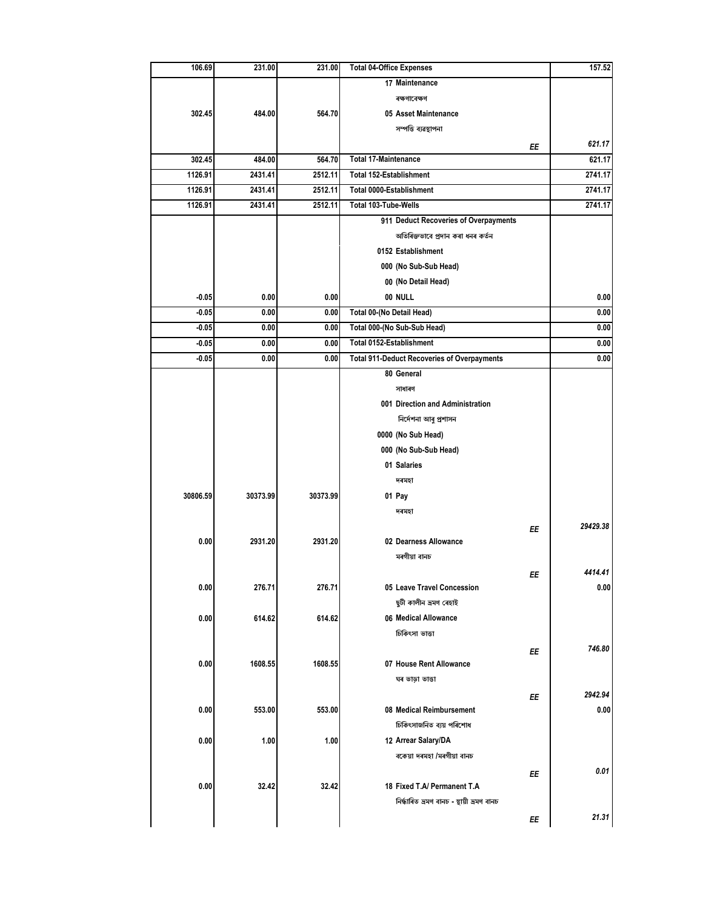| | | | | |
|---|---|---|---|---|
| 106.69 | 231.00 | 231.00 | Total 04-Office Expenses | 157.52 |
| | | | 17 Maintenance | |
| | | | ৰক্ষণাবেক্ষণ | |
| 302.45 | 484.00 | 564.70 | 05 Asset Maintenance | |
| | | | সম্পত্তি ব্যৱস্থাপনা | |
| | | | EE | *621.17* |
| 302.45 | 484.00 | 564.70 | Total 17-Maintenance | 621.17 |
| 1126.91 | 2431.41 | 2512.11 | Total 152-Establishment | 2741.17 |
| 1126.91 | 2431.41 | 2512.11 | Total 0000-Establishment | 2741.17 |
| 1126.91 | 2431.41 | 2512.11 | Total 103-Tube-Wells | 2741.17 |
| | | | 911 Deduct Recoveries of Overpayments | |
| | | | অতিৰিক্তভাৱে প্ৰদান কৰা ধনৰ কৰ্তন | |
| | | | 0152 Establishment | |
| | | | 000 (No Sub-Sub Head) | |
| | | | 00 (No Detail Head) | |
| -0.05 | 0.00 | 0.00 | 00 NULL | 0.00 |
| -0.05 | 0.00 | 0.00 | Total 00-(No Detail Head) | 0.00 |
| -0.05 | 0.00 | 0.00 | Total 000-(No Sub-Sub Head) | 0.00 |
| -0.05 | 0.00 | 0.00 | Total 0152-Establishment | 0.00 |
| -0.05 | 0.00 | 0.00 | Total 911-Deduct Recoveries of Overpayments | 0.00 |
| | | | 80 General | |
| | | | সাধাৰণ | |
| | | | 001 Direction and Administration | |
| | | | নিৰ্দেশনা আৰু প্ৰশাসন | |
| | | | 0000 (No Sub Head) | |
| | | | 000 (No Sub-Sub Head) | |
| | | | 01 Salaries | |
| | | | দৰমহা | |
| 30806.59 | 30373.99 | 30373.99 | 01 Pay | |
| | | | দৰমহা | |
| | | | EE | *29429.38* |
| 0.00 | 2931.20 | 2931.20 | 02 Dearness Allowance | |
| | | | মৰগীয়া বানচ | |
| | | | EE | *4414.41* |
| 0.00 | 276.71 | 276.71 | 05 Leave Travel Concession | 0.00 |
| | | | ছুটী কালীন ভ্ৰমণ ৰেহাই | |
| 0.00 | 614.62 | 614.62 | 06 Medical Allowance | |
| | | | চিকিৎসা ভাত্তা | |
| | | | EE | *746.80* |
| 0.00 | 1608.55 | 1608.55 | 07 House Rent Allowance | |
| | | | ঘৰ ভাড়া ভাত্তা | |
| | | | EE | *2942.94* |
| 0.00 | 553.00 | 553.00 | 08 Medical Reimbursement | 0.00 |
| | | | চিকিৎসাজনিত ব্যয় পৰিশোধ | |
| 0.00 | 1.00 | 1.00 | 12 Arrear Salary/DA | |
| | | | বকেয়া দৰমহা /মৰগীয়া বানচ | |
| | | | EE | *0.01* |
| 0.00 | 32.42 | 32.42 | 18 Fixed T.A/ Permanent T.A | |
| | | | নিৰ্দ্ধাৰিত ভ্ৰমণ বানচ - স্থায়ী ভ্ৰমণ বানচ | |
| | | | EE | *21.31* |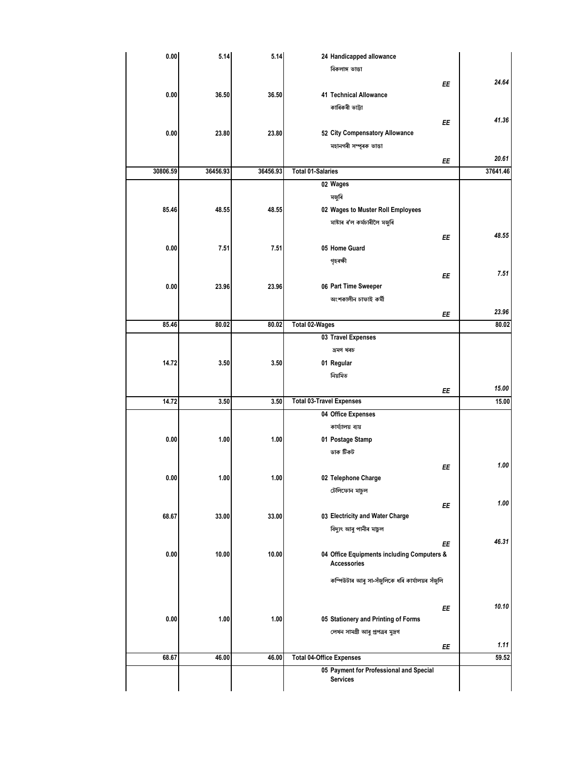| | | | | |
|---|---|---|---|---|
| 0.00 | 5.14 | 5.14 | 24 Handicapped allowance<br>বিকলাঙ্গ ভাত্তা | |
| | | | EE | *24.64* |
| 0.00 | 36.50 | 36.50 | 41 Technical Allowance<br>কাৰিকৰী ভাট্টা | |
| | | | EE | *41.36* |
| 0.00 | 23.80 | 23.80 | 52 City Compensatory Allowance<br>মহানগৰী সম্পূৰক ভাত্তা | |
| | | | EE | *20.61* |
| 30806.59 | 36456.93 | 36456.93 | Total 01-Salaries | 37641.46 |
| | | | 02 Wages<br>মজুৰি | |
| 85.46 | 48.55 | 48.55 | 02 Wages to Muster Roll Employees<br>মাষ্টাৰ ৰ'ল কৰ্মচাৰীলৈ মজুৰি | |
| | | | EE | *48.55* |
| 0.00 | 7.51 | 7.51 | 05 Home Guard<br>গৃহৰক্ষী | |
| | | | EE | *7.51* |
| 0.00 | 23.96 | 23.96 | 06 Part Time Sweeper<br>অংশকালীন চাফাই কৰ্মী | |
| | | | EE | *23.96* |
| 85.46 | 80.02 | 80.02 | Total 02-Wages | 80.02 |
| | | | 03 Travel Expenses<br>ভ্ৰমণ খৰচ | |
| 14.72 | 3.50 | 3.50 | 01 Regular<br>নিয়মিত | |
| | | | EE | *15.00* |
| 14.72 | 3.50 | 3.50 | Total 03-Travel Expenses | 15.00 |
| | | | 04 Office Expenses<br>কাৰ্য্যালয় ব্যয় | |
| 0.00 | 1.00 | 1.00 | 01 Postage Stamp<br>ডাক টিকট | |
| | | | EE | *1.00* |
| 0.00 | 1.00 | 1.00 | 02 Telephone Charge<br>টেলিফোন মাচুল | |
| | | | EE | *1.00* |
| 68.67 | 33.00 | 33.00 | 03 Electricity and Water Charge<br>বিদ্যুৎ আৰু পানীৰ মাচুল | |
| | | | EE | *46.31* |
| 0.00 | 10.00 | 10.00 | 04 Office Equipments including Computers & Accessories<br>কম্পিউটাৰ আৰু সা-সঁজুলিকে ধৰি কাৰ্যালয়ৰ সঁজুলি | |
| | | | EE | *10.10* |
| 0.00 | 1.00 | 1.00 | 05 Stationery and Printing of Forms<br>লেখন সামগ্ৰী আৰু প্ৰপত্ৰৰ মুদ্ৰণ | |
| | | | EE | *1.11* |
| 68.67 | 46.00 | 46.00 | Total 04-Office Expenses | 59.52 |
| | | | 05 Payment for Professional and Special Services | |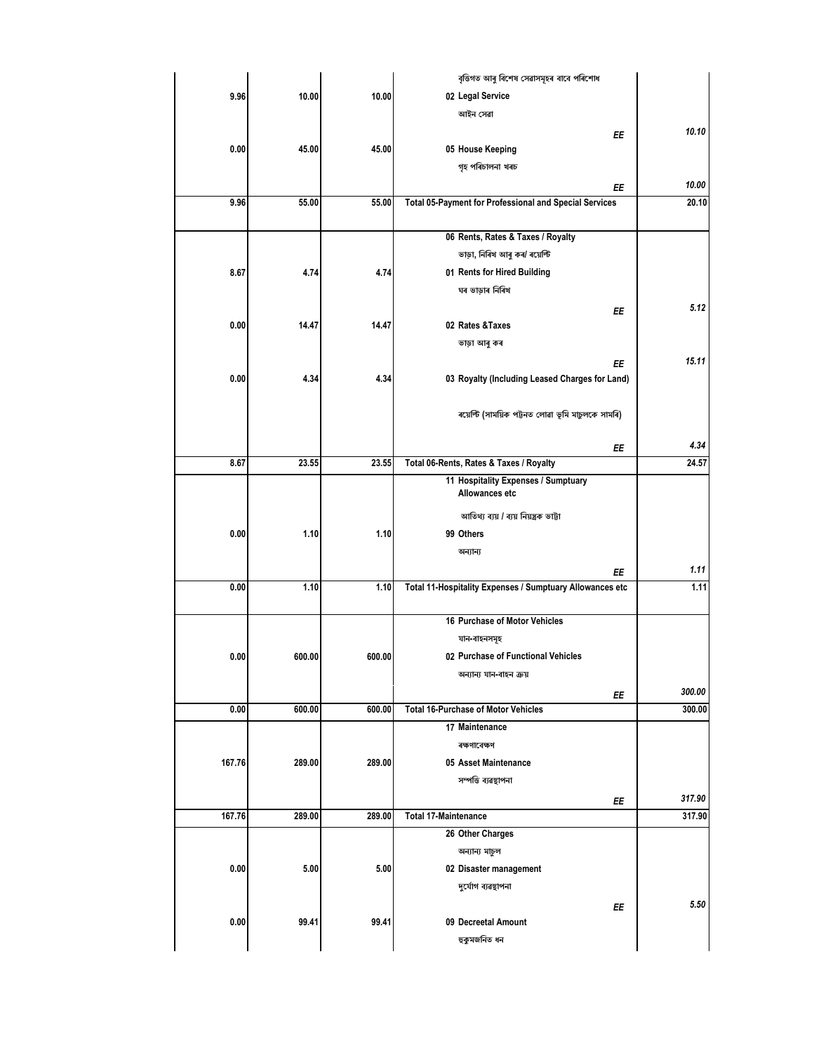| | | | | |
|---|---|---|---|---|
| | | | বৃত্তিগত আৰু বিশেষ সেৱাসমূহৰ বাবে পৰিশোধ | |
| 9.96 | 10.00 | 10.00 | 02 Legal Service | |
| | | | আইন সেৱা | |
| | | | EE | 10.10 |
| 0.00 | 45.00 | 45.00 | 05 House Keeping | |
| | | | গৃহ পৰিচালনা খৰচ | |
| | | | EE | 10.00 |
| 9.96 | 55.00 | 55.00 | **Total 05-Payment for Professional and Special Services** | 20.10 |
| | | | 06 Rents, Rates & Taxes / Royalty | |
| | | | ভাড়া, নিৰিখ আৰু কৰ/ ৰয়েল্টি | |
| 8.67 | 4.74 | 4.74 | 01 Rents for Hired Building | |
| | | | ঘৰ ভাড়াৰ নিৰিখ | |
| | | | EE | 5.12 |
| 0.00 | 14.47 | 14.47 | 02 Rates &Taxes | |
| | | | ভাড়া আৰু কৰ | |
| | | | EE | 15.11 |
| 0.00 | 4.34 | 4.34 | 03 Royalty (Including Leased Charges for Land) | |
| | | | ৰয়েল্টি (সাময়িক পট্টনত লোৱা ভূমি মাচুলকে সামৰি) | |
| | | | EE | 4.34 |
| 8.67 | 23.55 | 23.55 | **Total 06-Rents, Rates & Taxes / Royalty** | 24.57 |
| | | | 11 Hospitality Expenses / Sumptuary Allowances etc | |
| | | | আতিথ্য ব্যয় / ব্যয় নিয়ন্ত্ৰক ভাট্টা | |
| 0.00 | 1.10 | 1.10 | 99 Others | |
| | | | অন্যান্য | |
| | | | EE | 1.11 |
| 0.00 | 1.10 | 1.10 | **Total 11-Hospitality Expenses / Sumptuary Allowances etc** | 1.11 |
| | | | 16 Purchase of Motor Vehicles | |
| | | | যান-বাহনসমূহ | |
| 0.00 | 600.00 | 600.00 | 02 Purchase of Functional Vehicles | |
| | | | অন্যান্য যান-বাহন ক্ৰয় | |
| | | | EE | 300.00 |
| 0.00 | 600.00 | 600.00 | **Total 16-Purchase of Motor Vehicles** | 300.00 |
| | | | 17 Maintenance | |
| | | | ৰক্ষণাবেক্ষণ | |
| 167.76 | 289.00 | 289.00 | 05 Asset Maintenance | |
| | | | সম্পত্তি ব্যৱস্থাপনা | |
| | | | EE | 317.90 |
| 167.76 | 289.00 | 289.00 | **Total 17-Maintenance** | 317.90 |
| | | | 26 Other Charges | |
| | | | অন্যান্য মাচুল | |
| 0.00 | 5.00 | 5.00 | 02 Disaster management | |
| | | | দুৰ্যোগ ব্যৱস্থাপনা | |
| | | | EE | 5.50 |
| 0.00 | 99.41 | 99.41 | 09 Decreetal Amount | |
| | | | হুকুমজনিত ধন | |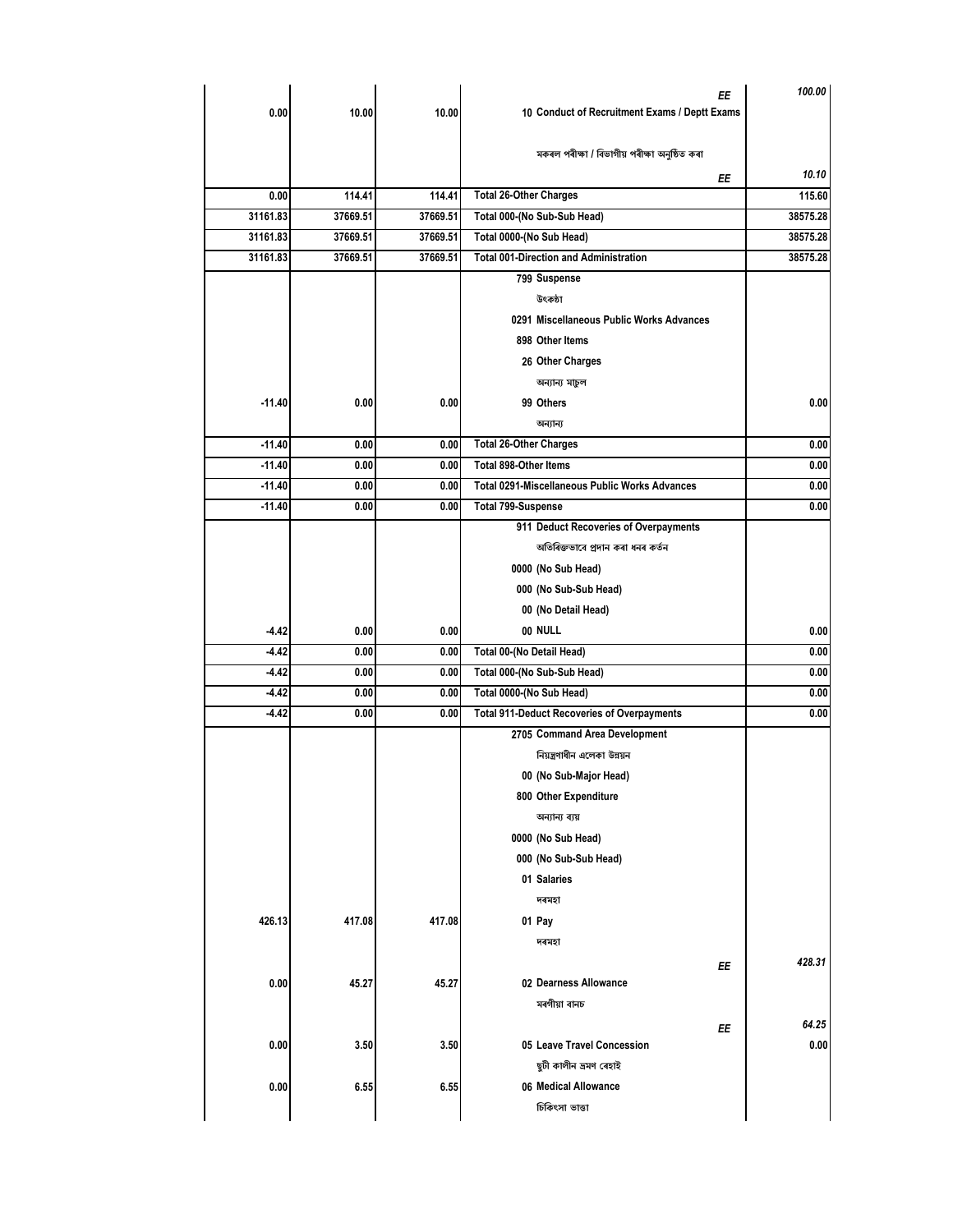|  |  |  |  |  |
|---|---|---|---|---|
|  |  |  | EE | *100.00* |
| 0.00 | 10.00 | 10.00 | 10 Conduct of Recruitment Exams / Deptt Exams |  |
|  |  |  | মকৰল পৰীক্ষা / বিভাগীয় পৰীক্ষা অনুষ্ঠিত কৰা |  |
|  |  |  | EE | *10.10* |
| 0.00 | 114.41 | 114.41 | Total 26-Other Charges | 115.60 |
| 31161.83 | 37669.51 | 37669.51 | Total 000-(No Sub-Sub Head) | 38575.28 |
| 31161.83 | 37669.51 | 37669.51 | Total 0000-(No Sub Head) | 38575.28 |
| 31161.83 | 37669.51 | 37669.51 | Total 001-Direction and Administration | 38575.28 |
|  |  |  | 799 Suspense |  |
|  |  |  | উৎকণ্ঠা |  |
|  |  |  | 0291 Miscellaneous Public Works Advances |  |
|  |  |  | 898 Other Items |  |
|  |  |  | 26 Other Charges |  |
|  |  |  | অন্যান্য মাচুল |  |
| -11.40 | 0.00 | 0.00 | 99 Others | 0.00 |
|  |  |  | অন্যান্য |  |
| -11.40 | 0.00 | 0.00 | Total 26-Other Charges | 0.00 |
| -11.40 | 0.00 | 0.00 | Total 898-Other Items | 0.00 |
| -11.40 | 0.00 | 0.00 | Total 0291-Miscellaneous Public Works Advances | 0.00 |
| -11.40 | 0.00 | 0.00 | Total 799-Suspense | 0.00 |
|  |  |  | 911 Deduct Recoveries of Overpayments |  |
|  |  |  | অতিৰিক্তভাবে প্ৰদান কৰা ধনৰ কৰ্তন |  |
|  |  |  | 0000 (No Sub Head) |  |
|  |  |  | 000 (No Sub-Sub Head) |  |
|  |  |  | 00 (No Detail Head) |  |
| -4.42 | 0.00 | 0.00 | 00 NULL | 0.00 |
| -4.42 | 0.00 | 0.00 | Total 00-(No Detail Head) | 0.00 |
| -4.42 | 0.00 | 0.00 | Total 000-(No Sub-Sub Head) | 0.00 |
| -4.42 | 0.00 | 0.00 | Total 0000-(No Sub Head) | 0.00 |
| -4.42 | 0.00 | 0.00 | Total 911-Deduct Recoveries of Overpayments | 0.00 |
|  |  |  | 2705 Command Area Development |  |
|  |  |  | নিয়ন্ত্ৰণাধীন এলেকা উন্নয়ন |  |
|  |  |  | 00 (No Sub-Major Head) |  |
|  |  |  | 800 Other Expenditure |  |
|  |  |  | অন্যান্য ব্যয় |  |
|  |  |  | 0000 (No Sub Head) |  |
|  |  |  | 000 (No Sub-Sub Head) |  |
|  |  |  | 01 Salaries |  |
|  |  |  | দৰমহা |  |
| 426.13 | 417.08 | 417.08 | 01 Pay |  |
|  |  |  | দৰমহা |  |
|  |  |  | EE | *428.31* |
| 0.00 | 45.27 | 45.27 | 02 Dearness Allowance |  |
|  |  |  | মৰগীয়া বানচ |  |
|  |  |  | EE | *64.25* |
| 0.00 | 3.50 | 3.50 | 05 Leave Travel Concession | 0.00 |
|  |  |  | ছুটী কালীন ভ্ৰমণ ৰেহাই |  |
| 0.00 | 6.55 | 6.55 | 06 Medical Allowance |  |
|  |  |  | চিকিৎসা ভাত্তা |  |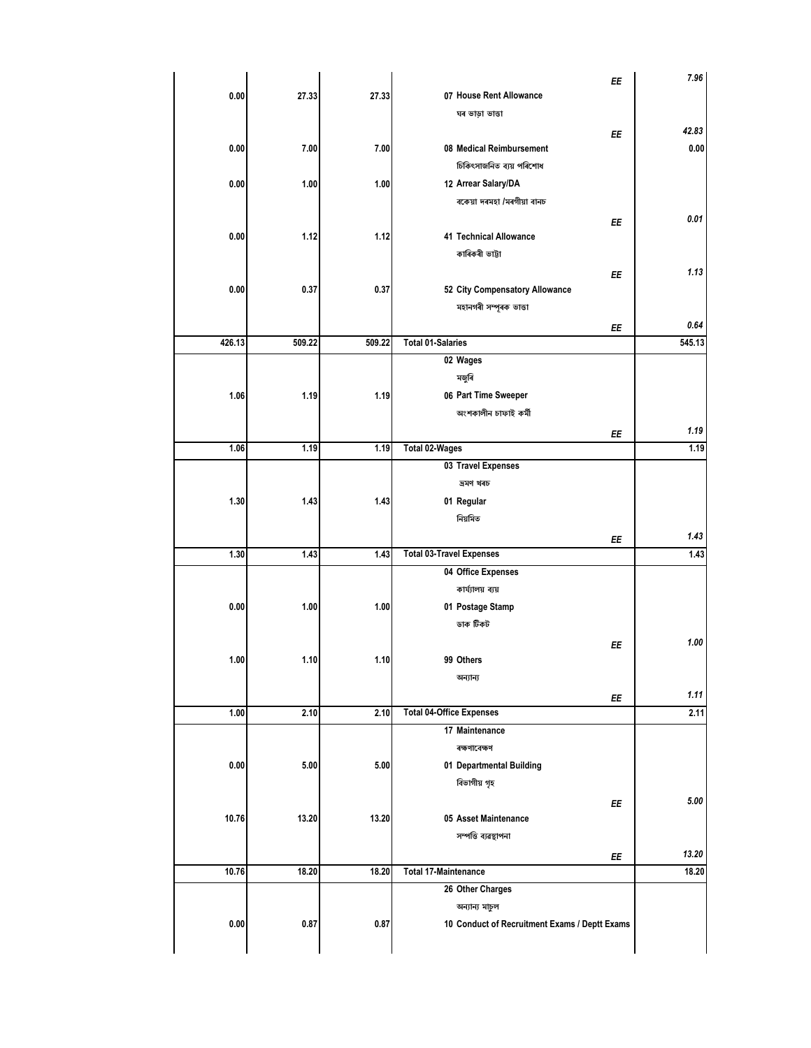| | | | | |
|---|---|---|---|---|
| | | | EE | 7.96 |
| 0.00 | 27.33 | 27.33 | 07 House Rent Allowance<br>ঘৰ ভাড়া ভাত্তা | |
| | | | EE | 42.83 |
| 0.00 | 7.00 | 7.00 | 08 Medical Reimbursement<br>চিকিৎসাজনিত ব্যয় পৰিশোধ | 0.00 |
| 0.00 | 1.00 | 1.00 | 12 Arrear Salary/DA<br>বকেয়া দৰমহা /মৰগীয়া বানচ | |
| | | | EE | 0.01 |
| 0.00 | 1.12 | 1.12 | 41 Technical Allowance<br>কাৰিকৰী ভাট্টা | |
| | | | EE | 1.13 |
| 0.00 | 0.37 | 0.37 | 52 City Compensatory Allowance<br>মহানগৰী সম্পূৰক ভাত্তা | |
| | | | EE | 0.64 |
| 426.13 | 509.22 | 509.22 | Total 01-Salaries | 545.13 |
| | | | 02 Wages<br>মজুৰি | |
| 1.06 | 1.19 | 1.19 | 06 Part Time Sweeper<br>অংশকালীন চাফাই কৰ্মী | |
| | | | EE | 1.19 |
| 1.06 | 1.19 | 1.19 | Total 02-Wages | 1.19 |
| | | | 03 Travel Expenses<br>ভ্ৰমণ খৰচ | |
| 1.30 | 1.43 | 1.43 | 01 Regular<br>নিয়মিত | |
| | | | EE | 1.43 |
| 1.30 | 1.43 | 1.43 | Total 03-Travel Expenses | 1.43 |
| | | | 04 Office Expenses<br>কাৰ্য্যালয় ব্যয় | |
| 0.00 | 1.00 | 1.00 | 01 Postage Stamp<br>ডাক টিকট | |
| | | | EE | 1.00 |
| 1.00 | 1.10 | 1.10 | 99 Others<br>অন্যান্য | |
| | | | EE | 1.11 |
| 1.00 | 2.10 | 2.10 | Total 04-Office Expenses | 2.11 |
| | | | 17 Maintenance<br>ৰক্ষণাবেক্ষণ | |
| 0.00 | 5.00 | 5.00 | 01 Departmental Building<br>বিভাগীয় গৃহ | |
| | | | EE | 5.00 |
| 10.76 | 13.20 | 13.20 | 05 Asset Maintenance<br>সম্পত্তি ব্যৱস্থাপনা | |
| | | | EE | 13.20 |
| 10.76 | 18.20 | 18.20 | Total 17-Maintenance | 18.20 |
| | | | 26 Other Charges<br>অন্যান্য মাচুল | |
| 0.00 | 0.87 | 0.87 | 10 Conduct of Recruitment Exams / Deptt Exams | |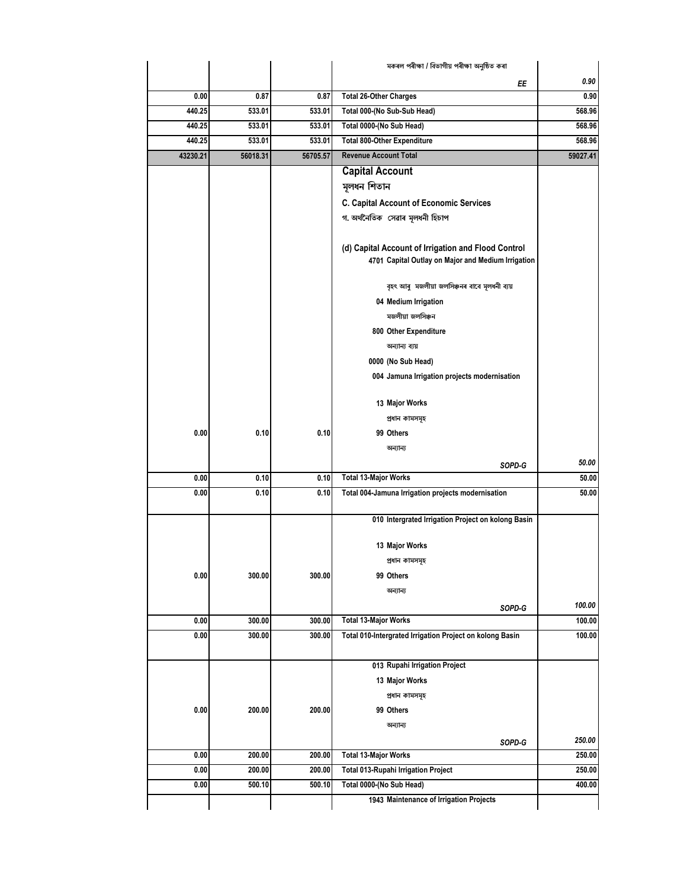| | | | | |
|---|---|---|---|---|
| | | | মকৰল পৰীক্ষা / বিভাগীয় পৰীক্ষা অনুষ্ঠিত কৰা | |
| | | | *EE* | *0.90* |
| 0.00 | 0.87 | 0.87 | **Total 26-Other Charges** | 0.90 |
| 440.25 | 533.01 | 533.01 | **Total 000-(No Sub-Sub Head)** | 568.96 |
| 440.25 | 533.01 | 533.01 | **Total 0000-(No Sub Head)** | 568.96 |
| 440.25 | 533.01 | 533.01 | **Total 800-Other Expenditure** | 568.96 |
| 43230.21 | 56018.31 | 56705.57 | **Revenue Account Total** | 59027.41 |
| | | | **Capital Account** | |
| | | | মূলধন শিতান | |
| | | | **C. Capital Account of Economic Services** | |
| | | | গ. অৰ্থনৈতিক সেৱাৰ মূলধনী হিচাপ | |
| | | | **(d) Capital Account of Irrigation and Flood Control** | |
| | | | **4701 Capital Outlay on Major and Medium Irrigation** | |
| | | | বৃহৎ আৰু মজলীয়া জলসিঞ্চনৰ বাবে মূলধনী ব্যয় | |
| | | | **04 Medium Irrigation** | |
| | | | মজলীয়া জলসিঞ্চন | |
| | | | **800 Other Expenditure** | |
| | | | অন্যান্য ব্যয় | |
| | | | **0000 (No Sub Head)** | |
| | | | **004 Jamuna Irrigation projects modernisation** | |
| | | | **13 Major Works** | |
| | | | প্ৰধান কামসমূহ | |
| 0.00 | 0.10 | 0.10 | **99 Others** | |
| | | | অন্যান্য | |
| | | | *SOPD-G* | *50.00* |
| 0.00 | 0.10 | 0.10 | **Total 13-Major Works** | 50.00 |
| 0.00 | 0.10 | 0.10 | **Total 004-Jamuna Irrigation projects modernisation** | 50.00 |
| | | | **010 Intergrated Irrigation Project on kolong Basin** | |
| | | | **13 Major Works** | |
| | | | প্ৰধান কামসমূহ | |
| 0.00 | 300.00 | 300.00 | **99 Others** | |
| | | | অন্যান্য | |
| | | | *SOPD-G* | *100.00* |
| 0.00 | 300.00 | 300.00 | **Total 13-Major Works** | 100.00 |
| 0.00 | 300.00 | 300.00 | **Total 010-Intergrated Irrigation Project on kolong Basin** | 100.00 |
| | | | **013 Rupahi Irrigation Project** | |
| | | | **13 Major Works** | |
| | | | প্ৰধান কামসমূহ | |
| 0.00 | 200.00 | 200.00 | **99 Others** | |
| | | | অন্যান্য | |
| | | | *SOPD-G* | *250.00* |
| 0.00 | 200.00 | 200.00 | **Total 13-Major Works** | 250.00 |
| 0.00 | 200.00 | 200.00 | **Total 013-Rupahi Irrigation Project** | 250.00 |
| 0.00 | 500.10 | 500.10 | **Total 0000-(No Sub Head)** | 400.00 |
| | | | **1943 Maintenance of Irrigation Projects** | |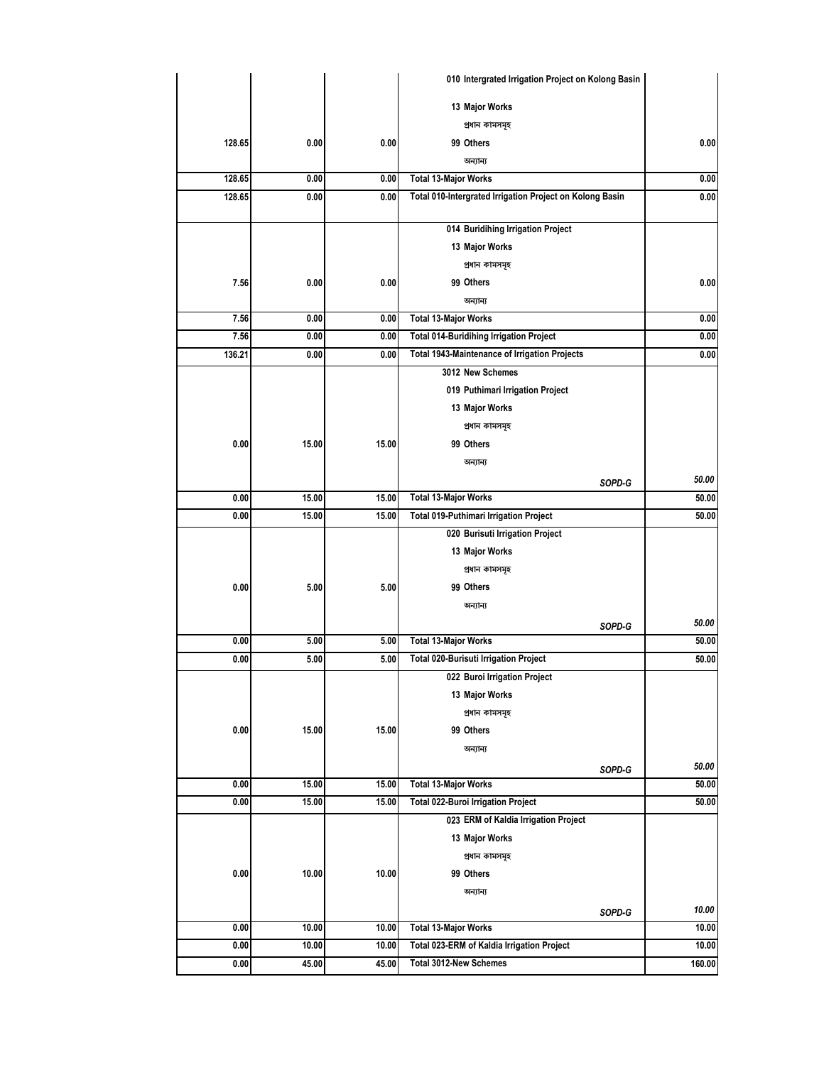| | | | | |
|---|---|---|---|---|
| | | | 010 Intergrated Irrigation Project on Kolong Basin | |
| | | | 13 Major Works | |
| | | | প্ৰধান কামসমূহ | |
| 128.65 | 0.00 | 0.00 | 99 Others | 0.00 |
| | | | অন্যান্য | |
| 128.65 | 0.00 | 0.00 | **Total 13-Major Works** | 0.00 |
| 128.65 | 0.00 | 0.00 | **Total 010-Intergrated Irrigation Project on Kolong Basin** | 0.00 |
| | | | 014 Buridihing Irrigation Project | |
| | | | 13 Major Works | |
| | | | প্ৰধান কামসমূহ | |
| 7.56 | 0.00 | 0.00 | 99 Others | 0.00 |
| | | | অন্যান্য | |
| 7.56 | 0.00 | 0.00 | **Total 13-Major Works** | 0.00 |
| 7.56 | 0.00 | 0.00 | **Total 014-Buridihing Irrigation Project** | 0.00 |
| 136.21 | 0.00 | 0.00 | **Total 1943-Maintenance of Irrigation Projects** | 0.00 |
| | | | 3012 New Schemes | |
| | | | 019 Puthimari Irrigation Project | |
| | | | 13 Major Works | |
| | | | প্ৰধান কামসমূহ | |
| 0.00 | 15.00 | 15.00 | 99 Others | |
| | | | অন্যান্য | |
| | | | *SOPD-G* | *50.00* |
| 0.00 | 15.00 | 15.00 | **Total 13-Major Works** | 50.00 |
| 0.00 | 15.00 | 15.00 | **Total 019-Puthimari Irrigation Project** | 50.00 |
| | | | 020 Burisuti Irrigation Project | |
| | | | 13 Major Works | |
| | | | প্ৰধান কামসমূহ | |
| 0.00 | 5.00 | 5.00 | 99 Others | |
| | | | অন্যান্য | |
| | | | *SOPD-G* | *50.00* |
| 0.00 | 5.00 | 5.00 | **Total 13-Major Works** | 50.00 |
| 0.00 | 5.00 | 5.00 | **Total 020-Burisuti Irrigation Project** | 50.00 |
| | | | 022 Buroi Irrigation Project | |
| | | | 13 Major Works | |
| | | | প্ৰধান কামসমূহ | |
| 0.00 | 15.00 | 15.00 | 99 Others | |
| | | | অন্যান্য | |
| | | | *SOPD-G* | *50.00* |
| 0.00 | 15.00 | 15.00 | **Total 13-Major Works** | 50.00 |
| 0.00 | 15.00 | 15.00 | **Total 022-Buroi Irrigation Project** | 50.00 |
| | | | 023 ERM of Kaldia Irrigation Project | |
| | | | 13 Major Works | |
| | | | প্ৰধান কামসমূহ | |
| 0.00 | 10.00 | 10.00 | 99 Others | |
| | | | অন্যান্য | |
| | | | *SOPD-G* | *10.00* |
| 0.00 | 10.00 | 10.00 | **Total 13-Major Works** | 10.00 |
| 0.00 | 10.00 | 10.00 | **Total 023-ERM of Kaldia Irrigation Project** | 10.00 |
| 0.00 | 45.00 | 45.00 | **Total 3012-New Schemes** | 160.00 |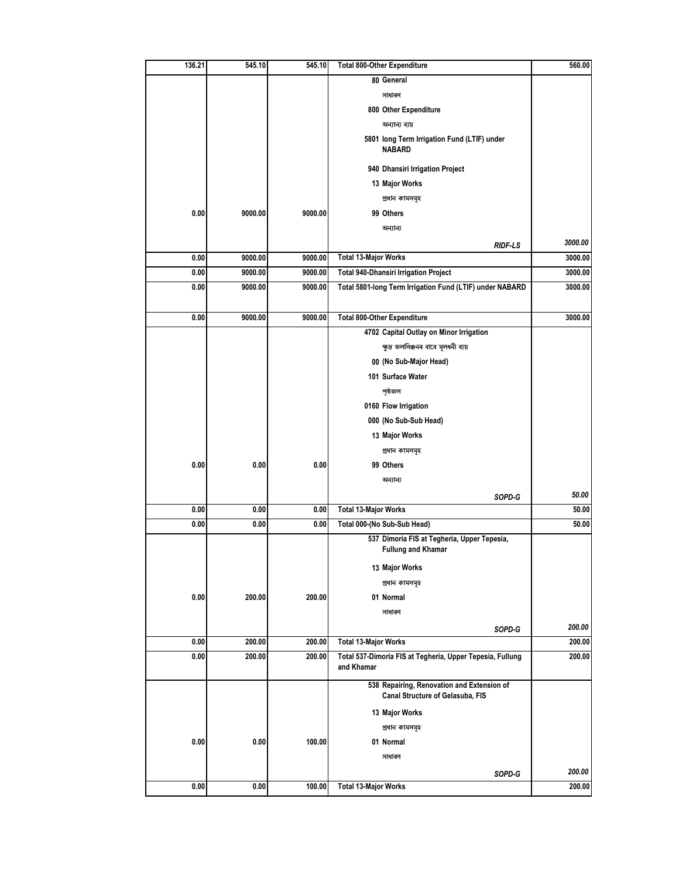| | | | | |
|---|---|---|---|---|
| 136.21 | 545.10 | 545.10 | Total 800-Other Expenditure | 560.00 |
| | | | 80 General | |
| | | | সাধাৰণ | |
| | | | 800 Other Expenditure | |
| | | | অন্যান্য ব্যয় | |
| | | | 5801 long Term Irrigation Fund (LTIF) under NABARD | |
| | | | 940 Dhansiri Irrigation Project | |
| | | | 13 Major Works | |
| | | | প্ৰধান কামসমূহ | |
| 0.00 | 9000.00 | 9000.00 | 99 Others | |
| | | | অন্যান্য | |
| | | | *RIDF-LS* | *3000.00* |
| 0.00 | 9000.00 | 9000.00 | Total 13-Major Works | 3000.00 |
| 0.00 | 9000.00 | 9000.00 | Total 940-Dhansiri Irrigation Project | 3000.00 |
| 0.00 | 9000.00 | 9000.00 | Total 5801-long Term Irrigation Fund (LTIF) under NABARD | 3000.00 |
| 0.00 | 9000.00 | 9000.00 | Total 800-Other Expenditure | 3000.00 |
| | | | 4702 Capital Outlay on Minor Irrigation | |
| | | | ক্ষুদ্ৰ জলসিঞ্চনৰ বাবে মূলধনী ব্যয় | |
| | | | 00 (No Sub-Major Head) | |
| | | | 101 Surface Water | |
| | | | পৃষ্ঠজল | |
| | | | 0160 Flow Irrigation | |
| | | | 000 (No Sub-Sub Head) | |
| | | | 13 Major Works | |
| | | | প্ৰধান কামসমূহ | |
| 0.00 | 0.00 | 0.00 | 99 Others | |
| | | | অন্যান্য | |
| | | | *SOPD-G* | *50.00* |
| 0.00 | 0.00 | 0.00 | Total 13-Major Works | 50.00 |
| 0.00 | 0.00 | 0.00 | Total 000-(No Sub-Sub Head) | 50.00 |
| | | | 537 Dimoria FIS at Tegheria, Upper Tepesia, Fullung and Khamar | |
| | | | 13 Major Works | |
| | | | প্ৰধান কামসমূহ | |
| 0.00 | 200.00 | 200.00 | 01 Normal | |
| | | | সাধাৰণ | |
| | | | *SOPD-G* | *200.00* |
| 0.00 | 200.00 | 200.00 | Total 13-Major Works | 200.00 |
| 0.00 | 200.00 | 200.00 | Total 537-Dimoria FIS at Tegheria, Upper Tepesia, Fullung and Khamar | 200.00 |
| | | | 538 Repairing, Renovation and Extension of Canal Structure of Gelasuba, FIS | |
| | | | 13 Major Works | |
| | | | প্ৰধান কামসমূহ | |
| 0.00 | 0.00 | 100.00 | 01 Normal | |
| | | | সাধাৰণ | |
| | | | *SOPD-G* | *200.00* |
| 0.00 | 0.00 | 100.00 | Total 13-Major Works | 200.00 |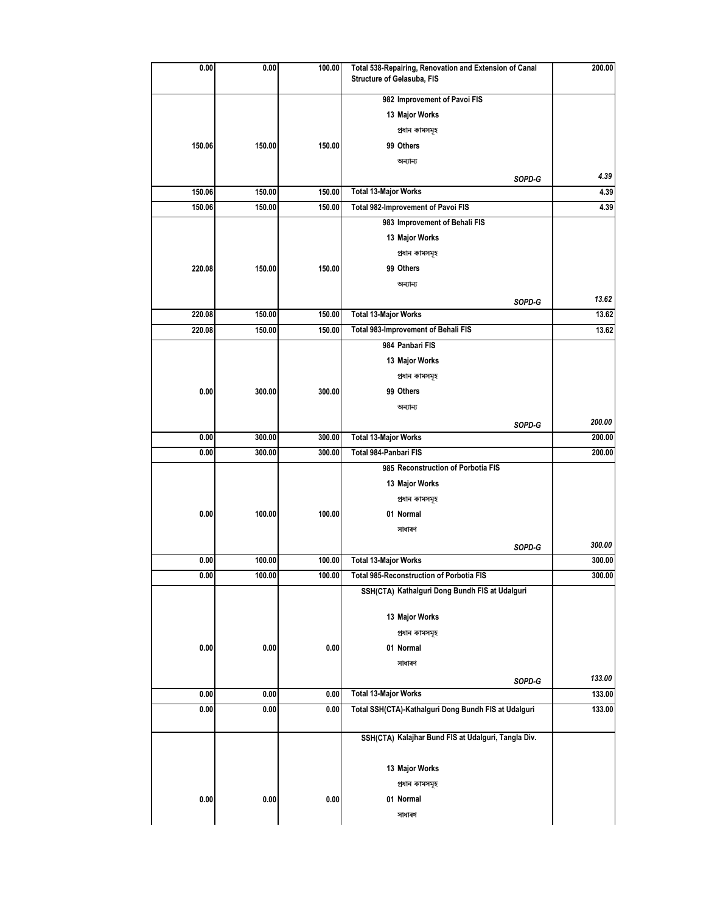| | | | | |
|---|---|---|---|---|
| 0.00 | 0.00 | 100.00 | Total 538-Repairing, Renovation and Extension of Canal Structure of Gelasuba, FIS | 200.00 |
| | | | 982 Improvement of Pavoi FIS | |
| | | | 13 Major Works | |
| | | | প্ৰধান কামসমূহ | |
| 150.06 | 150.00 | 150.00 | 99 Others | |
| | | | অন্যান্য | |
| | | | *SOPD-G* | *4.39* |
| 150.06 | 150.00 | 150.00 | Total 13-Major Works | 4.39 |
| 150.06 | 150.00 | 150.00 | Total 982-Improvement of Pavoi FIS | 4.39 |
| | | | 983 Improvement of Behali FIS | |
| | | | 13 Major Works | |
| | | | প্ৰধান কামসমূহ | |
| 220.08 | 150.00 | 150.00 | 99 Others | |
| | | | অন্যান্য | |
| | | | *SOPD-G* | *13.62* |
| 220.08 | 150.00 | 150.00 | Total 13-Major Works | 13.62 |
| 220.08 | 150.00 | 150.00 | Total 983-Improvement of Behali FIS | 13.62 |
| | | | 984 Panbari FIS | |
| | | | 13 Major Works | |
| | | | প্ৰধান কামসমূহ | |
| 0.00 | 300.00 | 300.00 | 99 Others | |
| | | | অন্যান্য | |
| | | | *SOPD-G* | *200.00* |
| 0.00 | 300.00 | 300.00 | Total 13-Major Works | 200.00 |
| 0.00 | 300.00 | 300.00 | Total 984-Panbari FIS | 200.00 |
| | | | 985 Reconstruction of Porbotia FIS | |
| | | | 13 Major Works | |
| | | | প্ৰধান কামসমূহ | |
| 0.00 | 100.00 | 100.00 | 01 Normal | |
| | | | সাধাৰণ | |
| | | | *SOPD-G* | *300.00* |
| 0.00 | 100.00 | 100.00 | Total 13-Major Works | 300.00 |
| 0.00 | 100.00 | 100.00 | Total 985-Reconstruction of Porbotia FIS | 300.00 |
| | | | SSH(CTA) Kathalguri Dong Bundh FIS at Udalguri | |
| | | | 13 Major Works | |
| | | | প্ৰধান কামসমূহ | |
| 0.00 | 0.00 | 0.00 | 01 Normal | |
| | | | সাধাৰণ | |
| | | | *SOPD-G* | *133.00* |
| 0.00 | 0.00 | 0.00 | Total 13-Major Works | 133.00 |
| 0.00 | 0.00 | 0.00 | Total SSH(CTA)-Kathalguri Dong Bundh FIS at Udalguri | 133.00 |
| | | | SSH(CTA) Kalajhar Bund FIS at Udalguri, Tangla Div. | |
| | | | 13 Major Works | |
| | | | প্ৰধান কামসমূহ | |
| 0.00 | 0.00 | 0.00 | 01 Normal | |
| | | | সাধাৰণ | |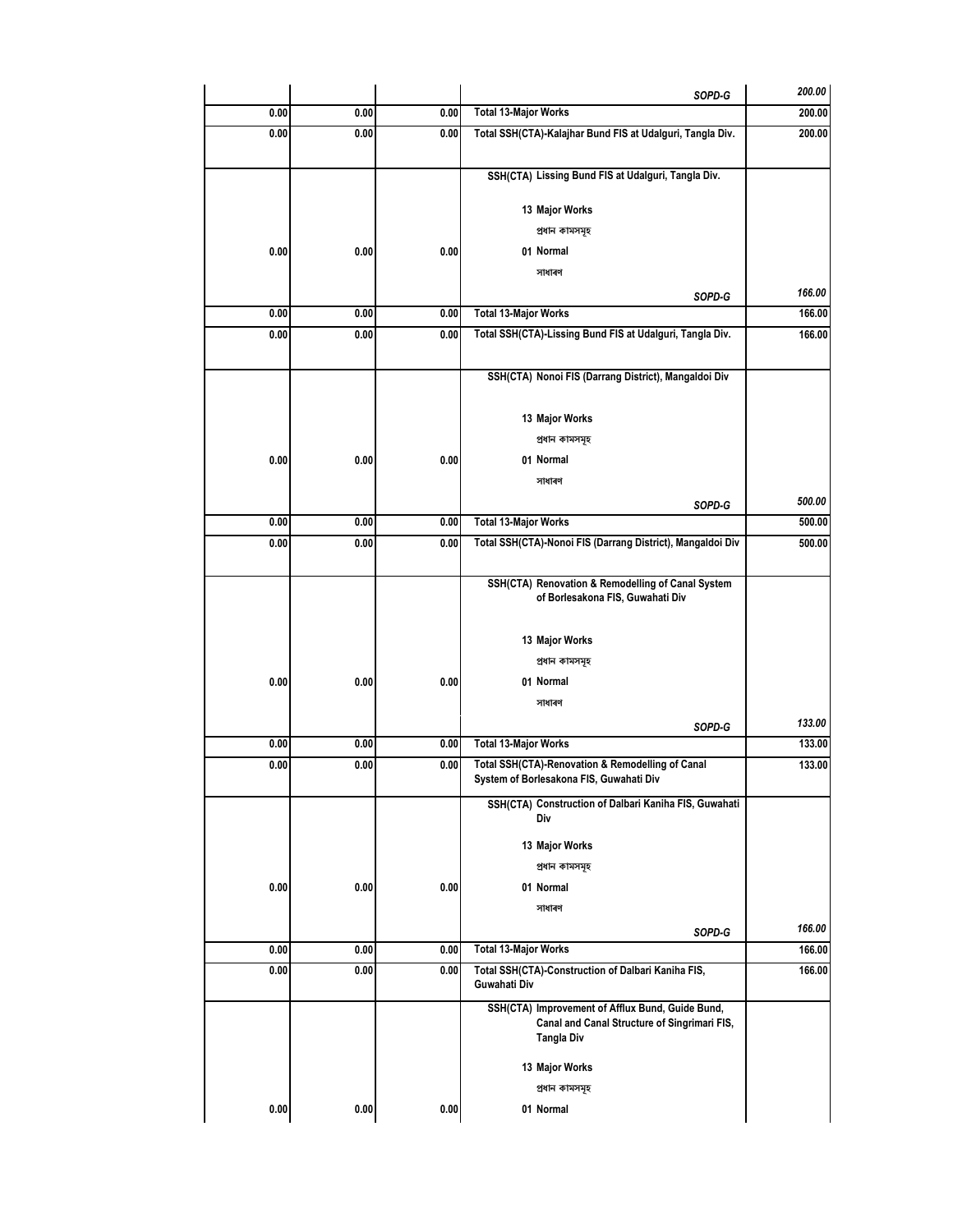| | | | | |
|---|---|---|---|---|
| | | | *SOPD-G* | *200.00* |
| 0.00 | 0.00 | 0.00 | Total 13-Major Works | 200.00 |
| 0.00 | 0.00 | 0.00 | Total SSH(CTA)-Kalajhar Bund FIS at Udalguri, Tangla Div. | 200.00 |
| | | | SSH(CTA) Lissing Bund FIS at Udalguri, Tangla Div. | |
| | | | 13 Major Works | |
| | | | প্ৰধান কামসমূহ | |
| 0.00 | 0.00 | 0.00 | 01 Normal | |
| | | | সাধাৰণ | |
| | | | *SOPD-G* | *166.00* |
| 0.00 | 0.00 | 0.00 | Total 13-Major Works | 166.00 |
| 0.00 | 0.00 | 0.00 | Total SSH(CTA)-Lissing Bund FIS at Udalguri, Tangla Div. | 166.00 |
| | | | SSH(CTA) Nonoi FIS (Darrang District), Mangaldoi Div | |
| | | | 13 Major Works | |
| | | | প্ৰধান কামসমূহ | |
| 0.00 | 0.00 | 0.00 | 01 Normal | |
| | | | সাধাৰণ | |
| | | | *SOPD-G* | *500.00* |
| 0.00 | 0.00 | 0.00 | Total 13-Major Works | 500.00 |
| 0.00 | 0.00 | 0.00 | Total SSH(CTA)-Nonoi FIS (Darrang District), Mangaldoi Div | 500.00 |
| | | | SSH(CTA) Renovation & Remodelling of Canal System of Borlesakona FIS, Guwahati Div | |
| | | | 13 Major Works | |
| | | | প্ৰধান কামসমূহ | |
| 0.00 | 0.00 | 0.00 | 01 Normal | |
| | | | সাধাৰণ | |
| | | | *SOPD-G* | *133.00* |
| 0.00 | 0.00 | 0.00 | Total 13-Major Works | 133.00 |
| 0.00 | 0.00 | 0.00 | Total SSH(CTA)-Renovation & Remodelling of Canal System of Borlesakona FIS, Guwahati Div | 133.00 |
| | | | SSH(CTA) Construction of Dalbari Kaniha FIS, Guwahati Div | |
| | | | 13 Major Works | |
| | | | প্ৰধান কামসমূহ | |
| 0.00 | 0.00 | 0.00 | 01 Normal | |
| | | | সাধাৰণ | |
| | | | *SOPD-G* | *166.00* |
| 0.00 | 0.00 | 0.00 | Total 13-Major Works | 166.00 |
| 0.00 | 0.00 | 0.00 | Total SSH(CTA)-Construction of Dalbari Kaniha FIS, Guwahati Div | 166.00 |
| | | | SSH(CTA) Improvement of Afflux Bund, Guide Bund, Canal and Canal Structure of Singrimari FIS, Tangla Div | |
| | | | 13 Major Works | |
| | | | প্ৰধান কামসমূহ | |
| 0.00 | 0.00 | 0.00 | 01 Normal | |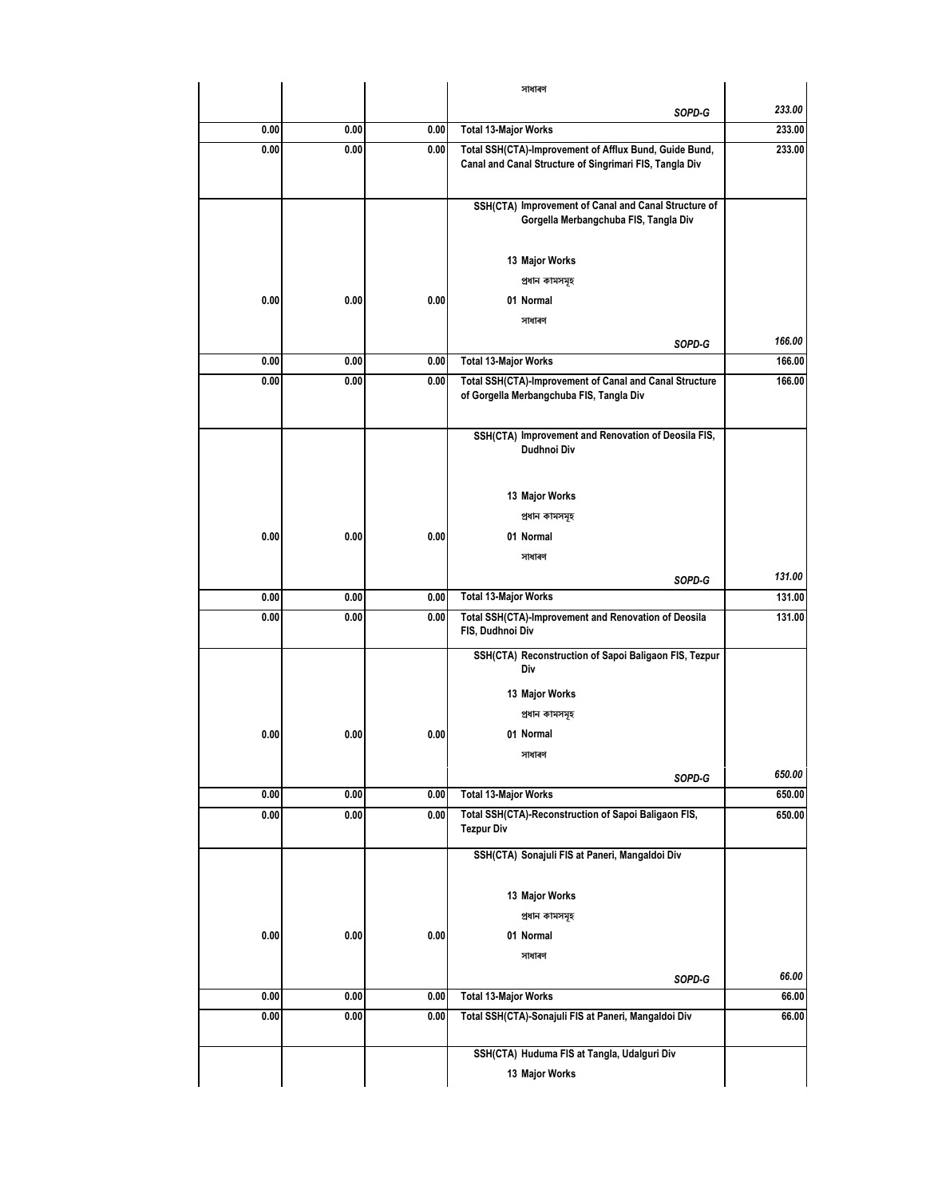| | | | | |
|---|---|---|---|---|
| | | | সাধাৰণ | |
| | | | *SOPD-G* | *233.00* |
| 0.00 | 0.00 | 0.00 | **Total 13-Major Works** | **233.00** |
| 0.00 | 0.00 | 0.00 | **Total SSH(CTA)-Improvement of Afflux Bund, Guide Bund, Canal and Canal Structure of Singrimari FIS, Tangla Div** | **233.00** |
| | | | **SSH(CTA) Improvement of Canal and Canal Structure of Gorgella Merbangchuba FIS, Tangla Div** | |
| | | | **13 Major Works** | |
| | | | প্ৰধান কামসমূহ | |
| 0.00 | 0.00 | 0.00 | **01 Normal** | |
| | | | সাধাৰণ | |
| | | | *SOPD-G* | *166.00* |
| 0.00 | 0.00 | 0.00 | **Total 13-Major Works** | **166.00** |
| 0.00 | 0.00 | 0.00 | **Total SSH(CTA)-Improvement of Canal and Canal Structure of Gorgella Merbangchuba FIS, Tangla Div** | **166.00** |
| | | | **SSH(CTA) Improvement and Renovation of Deosila FIS, Dudhnoi Div** | |
| | | | **13 Major Works** | |
| | | | প্ৰধান কামসমূহ | |
| 0.00 | 0.00 | 0.00 | **01 Normal** | |
| | | | সাধাৰণ | |
| | | | *SOPD-G* | *131.00* |
| 0.00 | 0.00 | 0.00 | **Total 13-Major Works** | **131.00** |
| 0.00 | 0.00 | 0.00 | **Total SSH(CTA)-Improvement and Renovation of Deosila FIS, Dudhnoi Div** | **131.00** |
| | | | **SSH(CTA) Reconstruction of Sapoi Baligaon FIS, Tezpur Div** | |
| | | | **13 Major Works** | |
| | | | প্ৰধান কামসমূহ | |
| 0.00 | 0.00 | 0.00 | **01 Normal** | |
| | | | সাধাৰণ | |
| | | | *SOPD-G* | *650.00* |
| 0.00 | 0.00 | 0.00 | **Total 13-Major Works** | **650.00** |
| 0.00 | 0.00 | 0.00 | **Total SSH(CTA)-Reconstruction of Sapoi Baligaon FIS, Tezpur Div** | **650.00** |
| | | | **SSH(CTA) Sonajuli FIS at Paneri, Mangaldoi Div** | |
| | | | **13 Major Works** | |
| | | | প্ৰধান কামসমূহ | |
| 0.00 | 0.00 | 0.00 | **01 Normal** | |
| | | | সাধাৰণ | |
| | | | *SOPD-G* | *66.00* |
| 0.00 | 0.00 | 0.00 | **Total 13-Major Works** | **66.00** |
| 0.00 | 0.00 | 0.00 | **Total SSH(CTA)-Sonajuli FIS at Paneri, Mangaldoi Div** | **66.00** |
| | | | **SSH(CTA) Huduma FIS at Tangla, Udalguri Div** | |
| | | | **13 Major Works** | |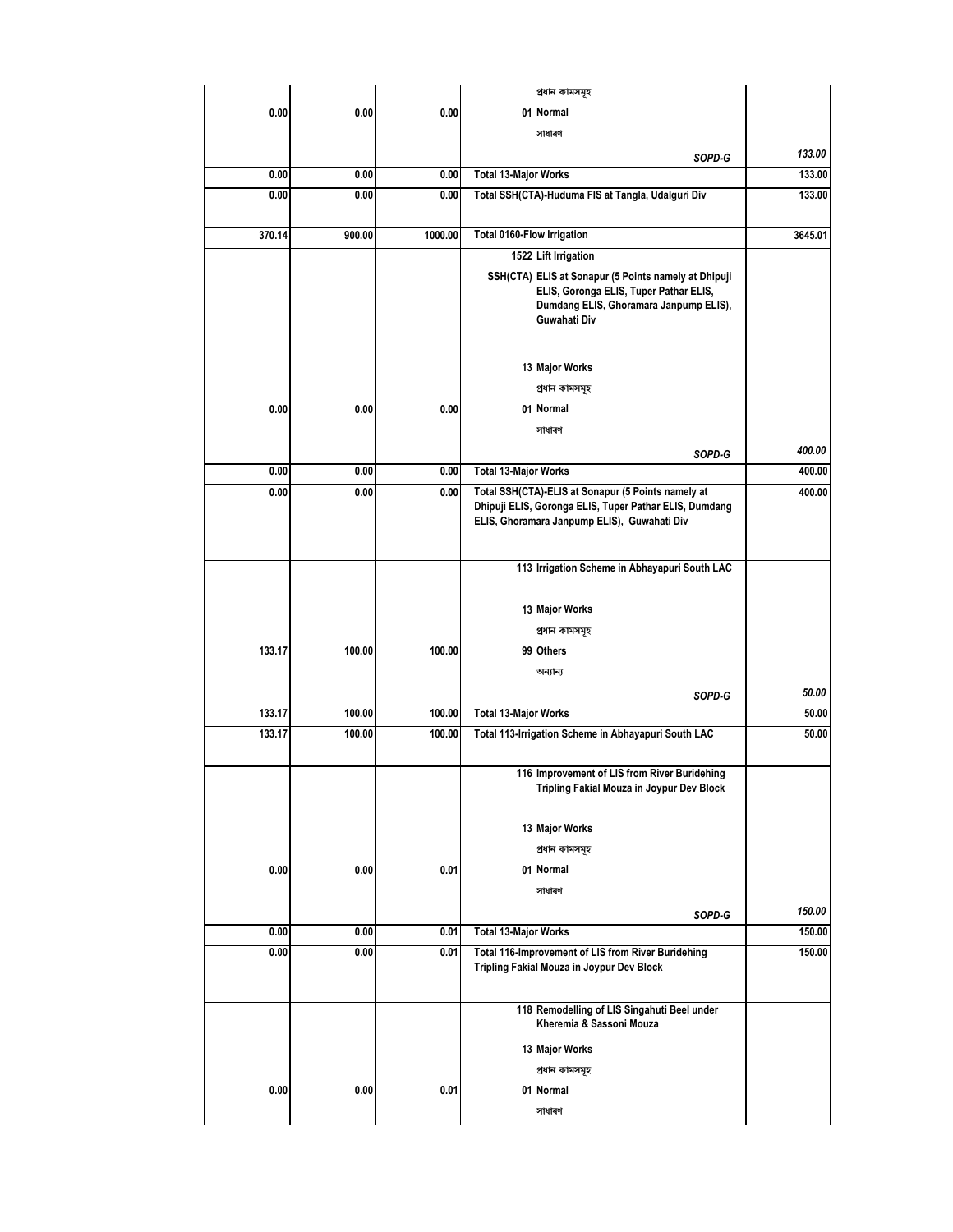| | | | | |
|---|---|---|---|---|
| | | | প্ৰধান কামসমূহ | |
| 0.00 | 0.00 | 0.00 | 01 Normal | |
| | | | সাধাৰণ | |
| | | | *SOPD-G* | *133.00* |
| 0.00 | 0.00 | 0.00 | **Total 13-Major Works** | 133.00 |
| 0.00 | 0.00 | 0.00 | **Total SSH(CTA)-Huduma FIS at Tangla, Udalguri Div** | 133.00 |
| 370.14 | 900.00 | 1000.00 | **Total 0160-Flow Irrigation** | 3645.01 |
| | | | **1522 Lift Irrigation** | |
| | | | **SSH(CTA) ELIS at Sonapur (5 Points namely at Dhipuji ELIS, Goronga ELIS, Tuper Pathar ELIS, Dumdang ELIS, Ghoramara Janpump ELIS), Guwahati Div** | |
| | | | **13 Major Works** | |
| | | | প্ৰধান কামসমূহ | |
| 0.00 | 0.00 | 0.00 | 01 Normal | |
| | | | সাধাৰণ | |
| | | | *SOPD-G* | *400.00* |
| 0.00 | 0.00 | 0.00 | **Total 13-Major Works** | 400.00 |
| 0.00 | 0.00 | 0.00 | **Total SSH(CTA)-ELIS at Sonapur (5 Points namely at Dhipuji ELIS, Goronga ELIS, Tuper Pathar ELIS, Dumdang ELIS, Ghoramara Janpump ELIS), Guwahati Div** | 400.00 |
| | | | **113 Irrigation Scheme in Abhayapuri South LAC** | |
| | | | **13 Major Works** | |
| | | | প্ৰধান কামসমূহ | |
| 133.17 | 100.00 | 100.00 | 99 Others | |
| | | | অন্যান্য | |
| | | | *SOPD-G* | *50.00* |
| 133.17 | 100.00 | 100.00 | **Total 13-Major Works** | 50.00 |
| 133.17 | 100.00 | 100.00 | **Total 113-Irrigation Scheme in Abhayapuri South LAC** | 50.00 |
| | | | **116 Improvement of LIS from River Buridehing Tripling Fakial Mouza in Joypur Dev Block** | |
| | | | **13 Major Works** | |
| | | | প্ৰধান কামসমূহ | |
| 0.00 | 0.00 | 0.01 | 01 Normal | |
| | | | সাধাৰণ | |
| | | | *SOPD-G* | *150.00* |
| 0.00 | 0.00 | 0.01 | **Total 13-Major Works** | 150.00 |
| 0.00 | 0.00 | 0.01 | **Total 116-Improvement of LIS from River Buridehing Tripling Fakial Mouza in Joypur Dev Block** | 150.00 |
| | | | **118 Remodelling of LIS Singahuti Beel under Kheremia & Sassoni Mouza** | |
| | | | **13 Major Works** | |
| | | | প্ৰধান কামসমূহ | |
| 0.00 | 0.00 | 0.01 | 01 Normal | |
| | | | সাধাৰণ | |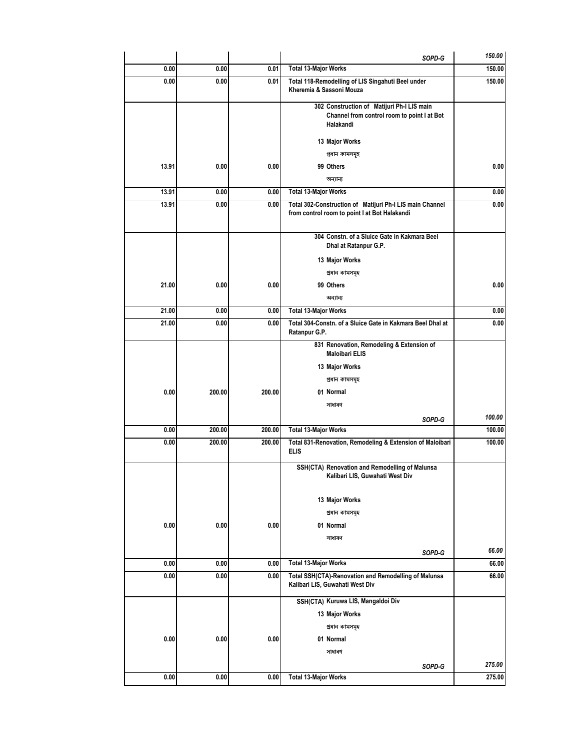| | | | | |
|---|---|---|---|---|
| | | | SOPD-G | 150.00 |
| 0.00 | 0.00 | 0.01 | Total 13-Major Works | 150.00 |
| 0.00 | 0.00 | 0.01 | Total 118-Remodelling of LIS Singahuti Beel under Kheremia & Sassoni Mouza | 150.00 |
| | | | 302 Construction of Matijuri Ph-I LIS main Channel from control room to point I at Bot Halakandi | |
| | | | 13 Major Works | |
| | | | প্ৰধান কামসমূহ | |
| 13.91 | 0.00 | 0.00 | 99 Others | 0.00 |
| | | | অন্যান্য | |
| 13.91 | 0.00 | 0.00 | Total 13-Major Works | 0.00 |
| 13.91 | 0.00 | 0.00 | Total 302-Construction of Matijuri Ph-I LIS main Channel from control room to point I at Bot Halakandi | 0.00 |
| | | | 304 Constn. of a Sluice Gate in Kakmara Beel Dhal at Ratanpur G.P. | |
| | | | 13 Major Works | |
| | | | প্ৰধান কামসমূহ | |
| 21.00 | 0.00 | 0.00 | 99 Others | 0.00 |
| | | | অন্যান্য | |
| 21.00 | 0.00 | 0.00 | Total 13-Major Works | 0.00 |
| 21.00 | 0.00 | 0.00 | Total 304-Constn. of a Sluice Gate in Kakmara Beel Dhal at Ratanpur G.P. | 0.00 |
| | | | 831 Renovation, Remodeling & Extension of Maloibari ELIS | |
| | | | 13 Major Works | |
| | | | প্ৰধান কামসমূহ | |
| 0.00 | 200.00 | 200.00 | 01 Normal | |
| | | | সাধাৰণ | |
| | | | SOPD-G | 100.00 |
| 0.00 | 200.00 | 200.00 | Total 13-Major Works | 100.00 |
| 0.00 | 200.00 | 200.00 | Total 831-Renovation, Remodeling & Extension of Maloibari ELIS | 100.00 |
| | | | SSH(CTA) Renovation and Remodelling of Malunsa Kalibari LIS, Guwahati West Div | |
| | | | 13 Major Works | |
| | | | প্ৰধান কামসমূহ | |
| 0.00 | 0.00 | 0.00 | 01 Normal | |
| | | | সাধাৰণ | |
| | | | SOPD-G | 66.00 |
| 0.00 | 0.00 | 0.00 | Total 13-Major Works | 66.00 |
| 0.00 | 0.00 | 0.00 | Total SSH(CTA)-Renovation and Remodelling of Malunsa Kalibari LIS, Guwahati West Div | 66.00 |
| | | | SSH(CTA) Kuruwa LIS, Mangaldoi Div | |
| | | | 13 Major Works | |
| | | | প্ৰধান কামসমূহ | |
| 0.00 | 0.00 | 0.00 | 01 Normal | |
| | | | সাধাৰণ | |
| | | | SOPD-G | 275.00 |
| 0.00 | 0.00 | 0.00 | Total 13-Major Works | 275.00 |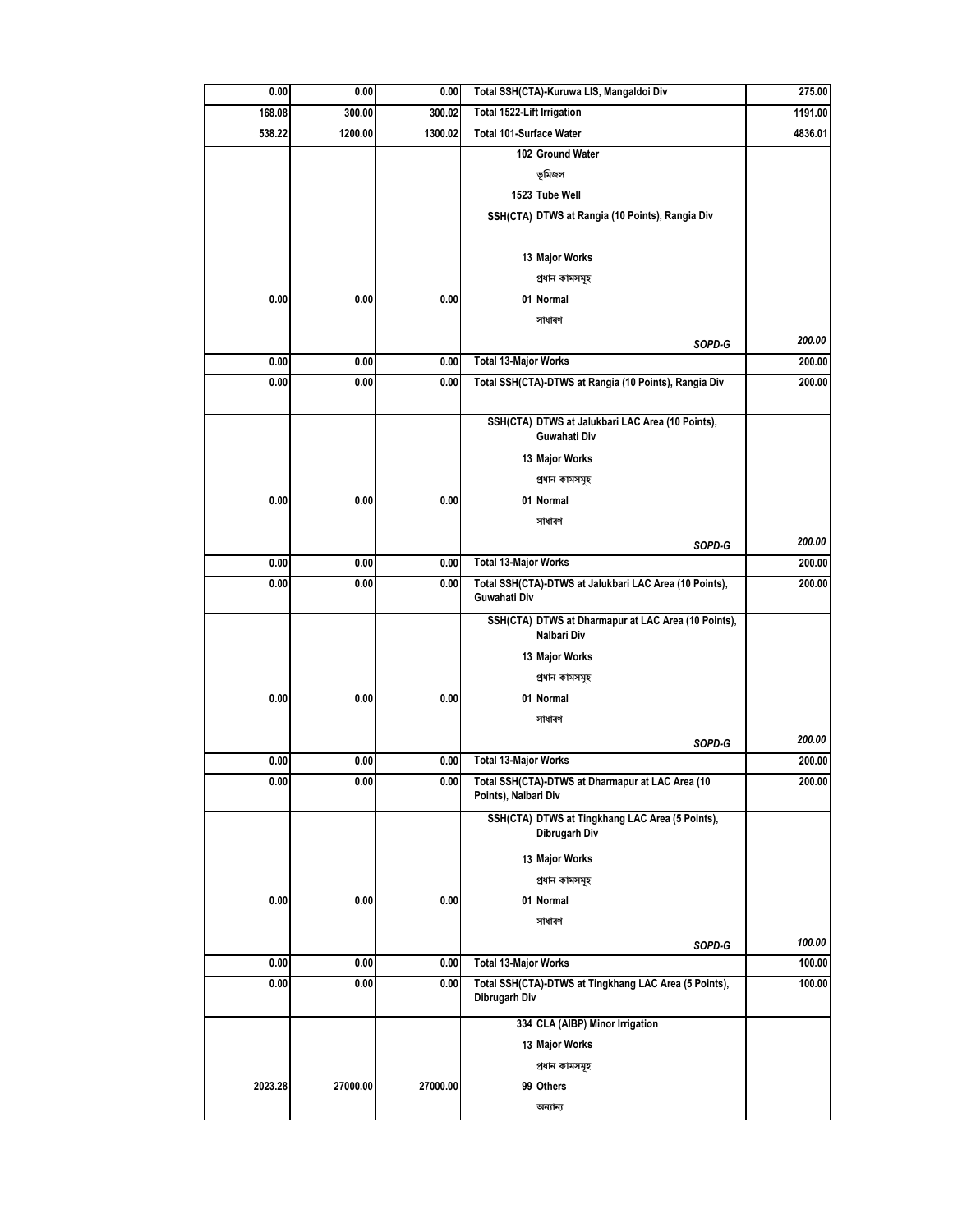| | | | | |
|---|---|---|---|---|
| 0.00 | 0.00 | 0.00 | Total SSH(CTA)-Kuruwa LIS, Mangaldoi Div | 275.00 |
| 168.08 | 300.00 | 300.02 | Total 1522-Lift Irrigation | 1191.00 |
| 538.22 | 1200.00 | 1300.02 | Total 101-Surface Water | 4836.01 |
| | | | 102 Ground Water | |
| | | | ভূমিজল | |
| | | | 1523 Tube Well | |
| | | | SSH(CTA) DTWS at Rangia (10 Points), Rangia Div | |
| | | | 13 Major Works | |
| | | | প্ৰধান কামসমূহ | |
| 0.00 | 0.00 | 0.00 | 01 Normal | |
| | | | সাধাৰণ | |
| | | | *SOPD-G* | *200.00* |
| 0.00 | 0.00 | 0.00 | Total 13-Major Works | 200.00 |
| 0.00 | 0.00 | 0.00 | Total SSH(CTA)-DTWS at Rangia (10 Points), Rangia Div | 200.00 |
| | | | SSH(CTA) DTWS at Jalukbari LAC Area (10 Points), Guwahati Div | |
| | | | 13 Major Works | |
| | | | প্ৰধান কামসমূহ | |
| 0.00 | 0.00 | 0.00 | 01 Normal | |
| | | | সাধাৰণ | |
| | | | *SOPD-G* | *200.00* |
| 0.00 | 0.00 | 0.00 | Total 13-Major Works | 200.00 |
| 0.00 | 0.00 | 0.00 | Total SSH(CTA)-DTWS at Jalukbari LAC Area (10 Points), Guwahati Div | 200.00 |
| | | | SSH(CTA) DTWS at Dharmapur at LAC Area (10 Points), Nalbari Div | |
| | | | 13 Major Works | |
| | | | প্ৰধান কামসমূহ | |
| 0.00 | 0.00 | 0.00 | 01 Normal | |
| | | | সাধাৰণ | |
| | | | *SOPD-G* | *200.00* |
| 0.00 | 0.00 | 0.00 | Total 13-Major Works | 200.00 |
| 0.00 | 0.00 | 0.00 | Total SSH(CTA)-DTWS at Dharmapur at LAC Area (10 Points), Nalbari Div | 200.00 |
| | | | SSH(CTA) DTWS at Tingkhang LAC Area (5 Points), Dibrugarh Div | |
| | | | 13 Major Works | |
| | | | প্ৰধান কামসমূহ | |
| 0.00 | 0.00 | 0.00 | 01 Normal | |
| | | | সাধাৰণ | |
| | | | *SOPD-G* | *100.00* |
| 0.00 | 0.00 | 0.00 | Total 13-Major Works | 100.00 |
| 0.00 | 0.00 | 0.00 | Total SSH(CTA)-DTWS at Tingkhang LAC Area (5 Points), Dibrugarh Div | 100.00 |
| | | | 334 CLA (AIBP) Minor Irrigation | |
| | | | 13 Major Works | |
| | | | প্ৰধান কামসমূহ | |
| 2023.28 | 27000.00 | 27000.00 | 99 Others | |
| | | | অন্যান্য | |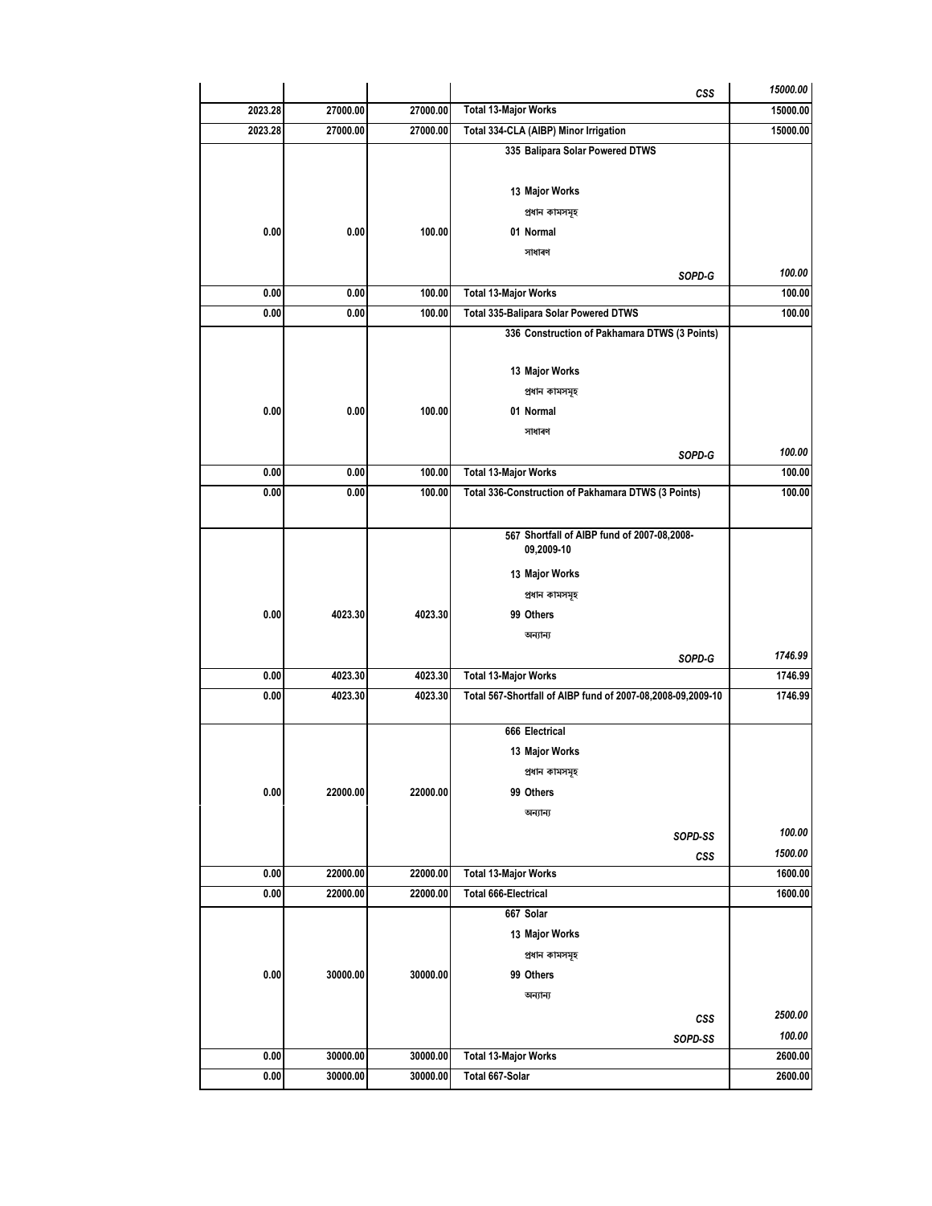| | | | | |
|---|---|---|---|---|
| | | | CSS | *15000.00* |
| 2023.28 | 27000.00 | 27000.00 | **Total 13-Major Works** | 15000.00 |
| 2023.28 | 27000.00 | 27000.00 | **Total 334-CLA (AIBP) Minor Irrigation** | 15000.00 |
| | | | **335 Balipara Solar Powered DTWS** | |
| | | | **13 Major Works** | |
| | | | প্ৰধান কামসমূহ | |
| 0.00 | 0.00 | 100.00 | **01 Normal** | |
| | | | সাধাৰণ | |
| | | | *SOPD-G* | *100.00* |
| 0.00 | 0.00 | 100.00 | **Total 13-Major Works** | 100.00 |
| 0.00 | 0.00 | 100.00 | **Total 335-Balipara Solar Powered DTWS** | 100.00 |
| | | | **336 Construction of Pakhamara DTWS (3 Points)** | |
| | | | **13 Major Works** | |
| | | | প্ৰধান কামসমূহ | |
| 0.00 | 0.00 | 100.00 | **01 Normal** | |
| | | | সাধাৰণ | |
| | | | *SOPD-G* | *100.00* |
| 0.00 | 0.00 | 100.00 | **Total 13-Major Works** | 100.00 |
| 0.00 | 0.00 | 100.00 | **Total 336-Construction of Pakhamara DTWS (3 Points)** | 100.00 |
| | | | **567 Shortfall of AIBP fund of 2007-08,2008-09,2009-10** | |
| | | | **13 Major Works** | |
| | | | প্ৰধান কামসমূহ | |
| 0.00 | 4023.30 | 4023.30 | **99 Others** | |
| | | | অন্যান্য | |
| | | | *SOPD-G* | *1746.99* |
| 0.00 | 4023.30 | 4023.30 | **Total 13-Major Works** | 1746.99 |
| 0.00 | 4023.30 | 4023.30 | **Total 567-Shortfall of AIBP fund of 2007-08,2008-09,2009-10** | 1746.99 |
| | | | **666 Electrical** | |
| | | | **13 Major Works** | |
| | | | প্ৰধান কামসমূহ | |
| 0.00 | 22000.00 | 22000.00 | **99 Others** | |
| | | | অন্যান্য | |
| | | | *SOPD-SS* | *100.00* |
| | | | *CSS* | *1500.00* |
| 0.00 | 22000.00 | 22000.00 | **Total 13-Major Works** | 1600.00 |
| 0.00 | 22000.00 | 22000.00 | **Total 666-Electrical** | 1600.00 |
| | | | **667 Solar** | |
| | | | **13 Major Works** | |
| | | | প্ৰধান কামসমূহ | |
| 0.00 | 30000.00 | 30000.00 | **99 Others** | |
| | | | অন্যান্য | |
| | | | *CSS* | *2500.00* |
| | | | *SOPD-SS* | *100.00* |
| 0.00 | 30000.00 | 30000.00 | **Total 13-Major Works** | 2600.00 |
| 0.00 | 30000.00 | 30000.00 | **Total 667-Solar** | 2600.00 |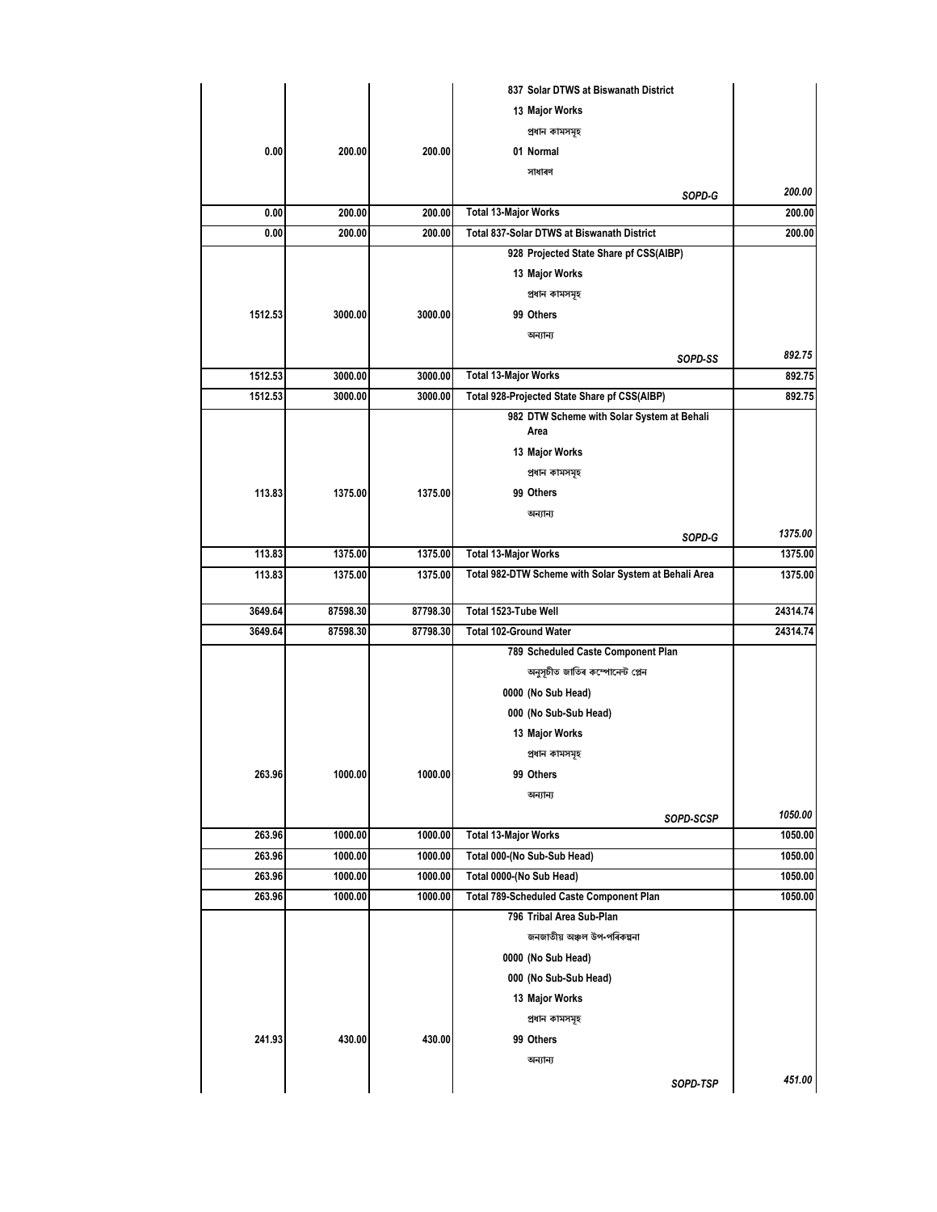| | | | | |
|---|---|---|---|---|
| | | | 837 Solar DTWS at Biswanath District | |
| | | | 13 Major Works | |
| | | | প্ৰধান কামসমূহ | |
| 0.00 | 200.00 | 200.00 | 01 Normal | |
| | | | সাধাৰণ | |
| | | | *SOPD-G* | *200.00* |
| 0.00 | 200.00 | 200.00 | Total 13-Major Works | 200.00 |
| 0.00 | 200.00 | 200.00 | Total 837-Solar DTWS at Biswanath District | 200.00 |
| | | | 928 Projected State Share pf CSS(AIBP) | |
| | | | 13 Major Works | |
| | | | প্ৰধান কামসমূহ | |
| 1512.53 | 3000.00 | 3000.00 | 99 Others | |
| | | | অন্যান্য | |
| | | | *SOPD-SS* | *892.75* |
| 1512.53 | 3000.00 | 3000.00 | Total 13-Major Works | 892.75 |
| 1512.53 | 3000.00 | 3000.00 | Total 928-Projected State Share pf CSS(AIBP) | 892.75 |
| | | | 982 DTW Scheme with Solar System at Behali Area | |
| | | | 13 Major Works | |
| | | | প্ৰধান কামসমূহ | |
| 113.83 | 1375.00 | 1375.00 | 99 Others | |
| | | | অন্যান্য | |
| | | | *SOPD-G* | *1375.00* |
| 113.83 | 1375.00 | 1375.00 | Total 13-Major Works | 1375.00 |
| 113.83 | 1375.00 | 1375.00 | Total 982-DTW Scheme with Solar System at Behali Area | 1375.00 |
| 3649.64 | 87598.30 | 87798.30 | Total 1523-Tube Well | 24314.74 |
| 3649.64 | 87598.30 | 87798.30 | Total 102-Ground Water | 24314.74 |
| | | | 789 Scheduled Caste Component Plan | |
| | | | অনুসূচীত জাতিৰ কম্পোনেন্ট প্লেন | |
| | | | 0000 (No Sub Head) | |
| | | | 000 (No Sub-Sub Head) | |
| | | | 13 Major Works | |
| | | | প্ৰধান কামসমূহ | |
| 263.96 | 1000.00 | 1000.00 | 99 Others | |
| | | | অন্যান্য | |
| | | | *SOPD-SCSP* | *1050.00* |
| 263.96 | 1000.00 | 1000.00 | Total 13-Major Works | 1050.00 |
| 263.96 | 1000.00 | 1000.00 | Total 000-(No Sub-Sub Head) | 1050.00 |
| 263.96 | 1000.00 | 1000.00 | Total 0000-(No Sub Head) | 1050.00 |
| 263.96 | 1000.00 | 1000.00 | Total 789-Scheduled Caste Component Plan | 1050.00 |
| | | | 796 Tribal Area Sub-Plan | |
| | | | জনজাতীয় অঞ্চল উপ-পৰিকল্পনা | |
| | | | 0000 (No Sub Head) | |
| | | | 000 (No Sub-Sub Head) | |
| | | | 13 Major Works | |
| | | | প্ৰধান কামসমূহ | |
| 241.93 | 430.00 | 430.00 | 99 Others | |
| | | | অন্যান্য | |
| | | | *SOPD-TSP* | *451.00* |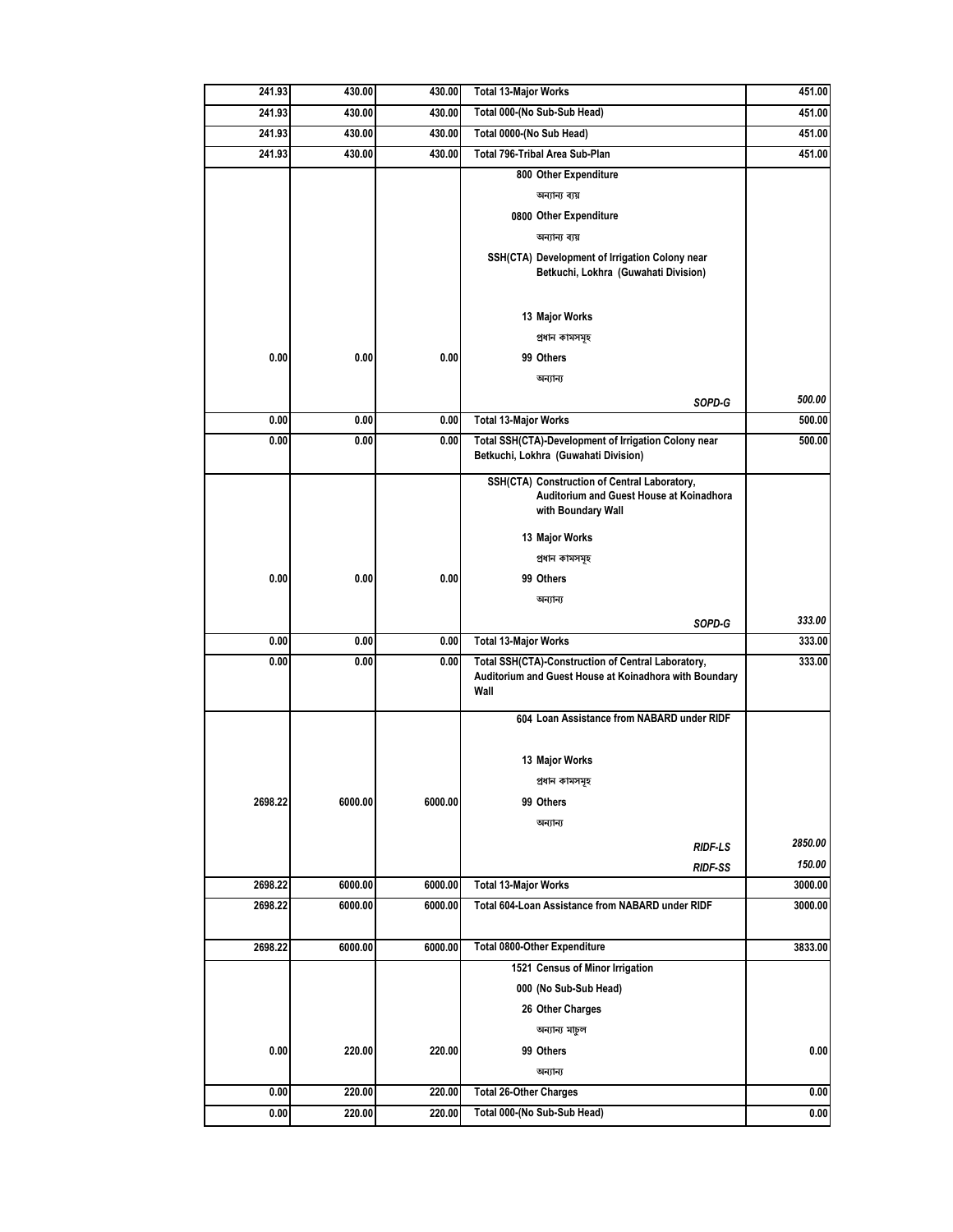| | | | | |
|---|---|---|---|---|
| 241.93 | 430.00 | 430.00 | Total 13-Major Works | 451.00 |
| 241.93 | 430.00 | 430.00 | Total 000-(No Sub-Sub Head) | 451.00 |
| 241.93 | 430.00 | 430.00 | Total 0000-(No Sub Head) | 451.00 |
| 241.93 | 430.00 | 430.00 | Total 796-Tribal Area Sub-Plan | 451.00 |
| | | | 800 Other Expenditure | |
| | | | অন্যান্য ব্যয় | |
| | | | 0800 Other Expenditure | |
| | | | অন্যান্য ব্যয় | |
| | | | SSH(CTA) Development of Irrigation Colony near Betkuchi, Lokhra (Guwahati Division) | |
| | | | 13 Major Works | |
| | | | প্ৰধান কামসমূহ | |
| 0.00 | 0.00 | 0.00 | 99 Others | |
| | | | অন্যান্য | |
| | | | *SOPD-G* | *500.00* |
| 0.00 | 0.00 | 0.00 | Total 13-Major Works | 500.00 |
| 0.00 | 0.00 | 0.00 | Total SSH(CTA)-Development of Irrigation Colony near Betkuchi, Lokhra (Guwahati Division) | 500.00 |
| | | | SSH(CTA) Construction of Central Laboratory, Auditorium and Guest House at Koinadhora with Boundary Wall | |
| | | | 13 Major Works | |
| | | | প্ৰধান কামসমূহ | |
| 0.00 | 0.00 | 0.00 | 99 Others | |
| | | | অন্যান্য | |
| | | | *SOPD-G* | *333.00* |
| 0.00 | 0.00 | 0.00 | Total 13-Major Works | 333.00 |
| 0.00 | 0.00 | 0.00 | Total SSH(CTA)-Construction of Central Laboratory, Auditorium and Guest House at Koinadhora with Boundary Wall | 333.00 |
| | | | 604 Loan Assistance from NABARD under RIDF | |
| | | | 13 Major Works | |
| | | | প্ৰধান কামসমূহ | |
| 2698.22 | 6000.00 | 6000.00 | 99 Others | |
| | | | অন্যান্য | |
| | | | *RIDF-LS* | *2850.00* |
| | | | *RIDF-SS* | *150.00* |
| 2698.22 | 6000.00 | 6000.00 | Total 13-Major Works | 3000.00 |
| 2698.22 | 6000.00 | 6000.00 | Total 604-Loan Assistance from NABARD under RIDF | 3000.00 |
| 2698.22 | 6000.00 | 6000.00 | Total 0800-Other Expenditure | 3833.00 |
| | | | 1521 Census of Minor Irrigation | |
| | | | 000 (No Sub-Sub Head) | |
| | | | 26 Other Charges | |
| | | | অন্যান্য মাচুল | |
| 0.00 | 220.00 | 220.00 | 99 Others | 0.00 |
| | | | অন্যান্য | |
| 0.00 | 220.00 | 220.00 | Total 26-Other Charges | 0.00 |
| 0.00 | 220.00 | 220.00 | Total 000-(No Sub-Sub Head) | 0.00 |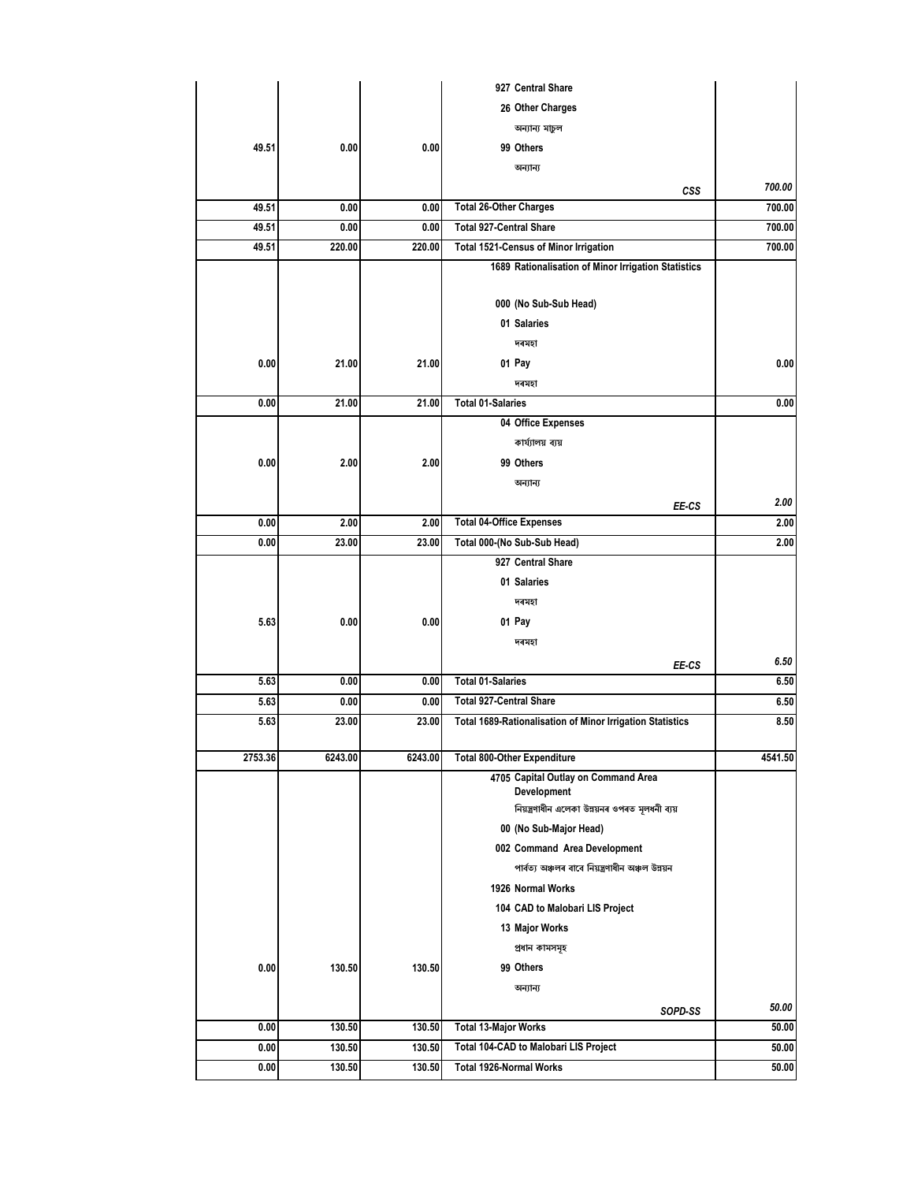| | | | | |
|---|---|---|---|---|
| | | | 927 Central Share | |
| | | | 26 Other Charges | |
| | | | অন্যান্য মাচুল | |
| 49.51 | 0.00 | 0.00 | 99 Others | |
| | | | অন্যান্য | |
| | | | *CSS* | *700.00* |
| 49.51 | 0.00 | 0.00 | Total 26-Other Charges | 700.00 |
| 49.51 | 0.00 | 0.00 | Total 927-Central Share | 700.00 |
| 49.51 | 220.00 | 220.00 | Total 1521-Census of Minor Irrigation | 700.00 |
| | | | 1689 Rationalisation of Minor Irrigation Statistics | |
| | | | 000 (No Sub-Sub Head) | |
| | | | 01 Salaries | |
| | | | দৰমহা | |
| 0.00 | 21.00 | 21.00 | 01 Pay | 0.00 |
| | | | দৰমহা | |
| 0.00 | 21.00 | 21.00 | Total 01-Salaries | 0.00 |
| | | | 04 Office Expenses | |
| | | | কাৰ্য্যালয় ব্যয় | |
| 0.00 | 2.00 | 2.00 | 99 Others | |
| | | | অন্যান্য | |
| | | | *EE-CS* | *2.00* |
| 0.00 | 2.00 | 2.00 | Total 04-Office Expenses | 2.00 |
| 0.00 | 23.00 | 23.00 | Total 000-(No Sub-Sub Head) | 2.00 |
| | | | 927 Central Share | |
| | | | 01 Salaries | |
| | | | দৰমহা | |
| 5.63 | 0.00 | 0.00 | 01 Pay | |
| | | | দৰমহা | |
| | | | *EE-CS* | *6.50* |
| 5.63 | 0.00 | 0.00 | Total 01-Salaries | 6.50 |
| 5.63 | 0.00 | 0.00 | Total 927-Central Share | 6.50 |
| 5.63 | 23.00 | 23.00 | Total 1689-Rationalisation of Minor Irrigation Statistics | 8.50 |
| 2753.36 | 6243.00 | 6243.00 | Total 800-Other Expenditure | 4541.50 |
| | | | 4705 Capital Outlay on Command Area Development | |
| | | | নিয়ন্ত্ৰণাধীন এলেকা উন্নয়নৰ ওপৰত মূলধনী ব্যয় | |
| | | | 00 (No Sub-Major Head) | |
| | | | 002 Command Area Development | |
| | | | পাৰ্বত্য অঞ্চলৰ বাবে নিয়ন্ত্ৰণাধীন অঞ্চল উন্নয়ন | |
| | | | 1926 Normal Works | |
| | | | 104 CAD to Malobari LIS Project | |
| | | | 13 Major Works | |
| | | | প্ৰধান কামসমূহ | |
| 0.00 | 130.50 | 130.50 | 99 Others | |
| | | | অন্যান্য | |
| | | | *SOPD-SS* | *50.00* |
| 0.00 | 130.50 | 130.50 | Total 13-Major Works | 50.00 |
| 0.00 | 130.50 | 130.50 | Total 104-CAD to Malobari LIS Project | 50.00 |
| 0.00 | 130.50 | 130.50 | Total 1926-Normal Works | 50.00 |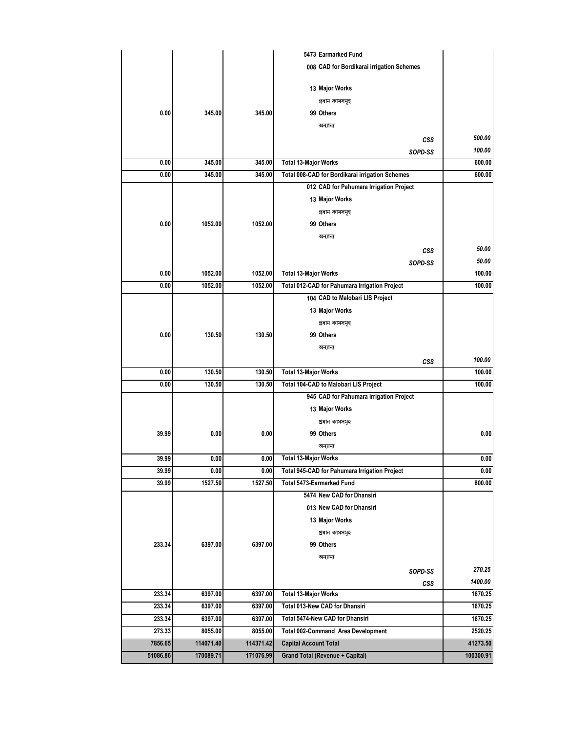| | | | | |
|---|---|---|---|---|
| | | | 5473 Earmarked Fund | |
| | | | 008 CAD for Bordikarai irrigation Schemes | |
| | | | 13 Major Works | |
| | | | প্ৰধান কামসমূহ | |
| 0.00 | 345.00 | 345.00 | 99 Others | |
| | | | অন্যান্য | |
| | | | *CSS* | *500.00* |
| | | | *SOPD-SS* | *100.00* |
| 0.00 | 345.00 | 345.00 | Total 13-Major Works | 600.00 |
| 0.00 | 345.00 | 345.00 | Total 008-CAD for Bordikarai irrigation Schemes | 600.00 |
| | | | 012 CAD for Pahumara Irrigation Project | |
| | | | 13 Major Works | |
| | | | প্ৰধান কামসমূহ | |
| 0.00 | 1052.00 | 1052.00 | 99 Others | |
| | | | অন্যান্য | |
| | | | *CSS* | *50.00* |
| | | | *SOPD-SS* | *50.00* |
| 0.00 | 1052.00 | 1052.00 | Total 13-Major Works | 100.00 |
| 0.00 | 1052.00 | 1052.00 | Total 012-CAD for Pahumara Irrigation Project | 100.00 |
| | | | 104 CAD to Malobari LIS Project | |
| | | | 13 Major Works | |
| | | | প্ৰধান কামসমূহ | |
| 0.00 | 130.50 | 130.50 | 99 Others | |
| | | | অন্যান্য | |
| | | | *CSS* | *100.00* |
| 0.00 | 130.50 | 130.50 | Total 13-Major Works | 100.00 |
| 0.00 | 130.50 | 130.50 | Total 104-CAD to Malobari LIS Project | 100.00 |
| | | | 945 CAD for Pahumara Irrigation Project | |
| | | | 13 Major Works | |
| | | | প্ৰধান কামসমূহ | |
| 39.99 | 0.00 | 0.00 | 99 Others | 0.00 |
| | | | অন্যান্য | |
| 39.99 | 0.00 | 0.00 | Total 13-Major Works | 0.00 |
| 39.99 | 0.00 | 0.00 | Total 945-CAD for Pahumara Irrigation Project | 0.00 |
| 39.99 | 1527.50 | 1527.50 | Total 5473-Earmarked Fund | 800.00 |
| | | | 5474 New CAD for Dhansiri | |
| | | | 013 New CAD for Dhansiri | |
| | | | 13 Major Works | |
| | | | প্ৰধান কামসমূহ | |
| 233.34 | 6397.00 | 6397.00 | 99 Others | |
| | | | অন্যান্য | |
| | | | *SOPD-SS* | *270.25* |
| | | | *CSS* | *1400.00* |
| 233.34 | 6397.00 | 6397.00 | Total 13-Major Works | 1670.25 |
| 233.34 | 6397.00 | 6397.00 | Total 013-New CAD for Dhansiri | 1670.25 |
| 233.34 | 6397.00 | 6397.00 | Total 5474-New CAD for Dhansiri | 1670.25 |
| 273.33 | 8055.00 | 8055.00 | Total 002-Command Area Development | 2520.25 |
| 7856.65 | 114071.40 | 114371.42 | Capital Account Total | 41273.50 |
| 51086.86 | 170089.71 | 171076.99 | Grand Total (Revenue + Capital) | 100300.91 |